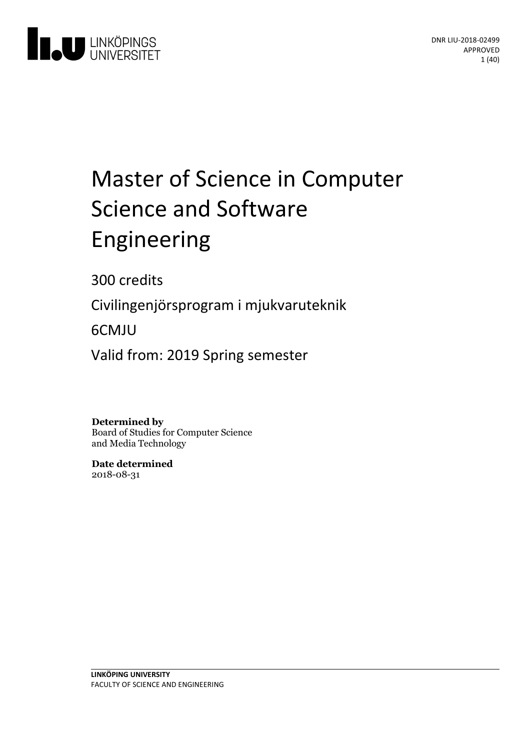DNR LIU-2018-02499
APPROVED

# Master of Science in Computer Science and Software Engineering

300 credits

Civilingenjörsprogram i mjukvaruteknik

6CMJU

Valid from: 2019 Spring semester

**Determined by**
Board of Studies for Computer Science and Media Technology

**Date determined**
2018-08-31

**LINKÖPING UNIVERSITY**
FACULTY OF SCIENCE AND ENGINEERING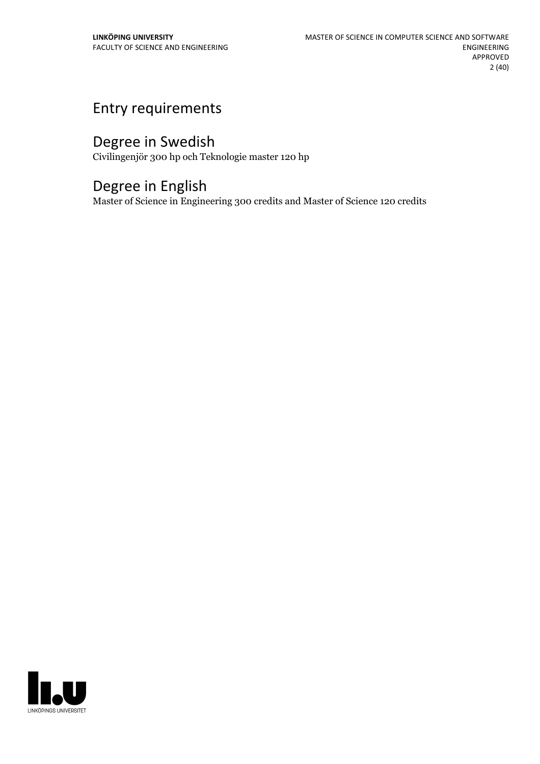# Entry requirements

# Degree in Swedish

Civilingenjör 300 hp och Teknologie master 120 hp

# Degree in English

Master of Science in Engineering 300 credits and Master of Science 120 credits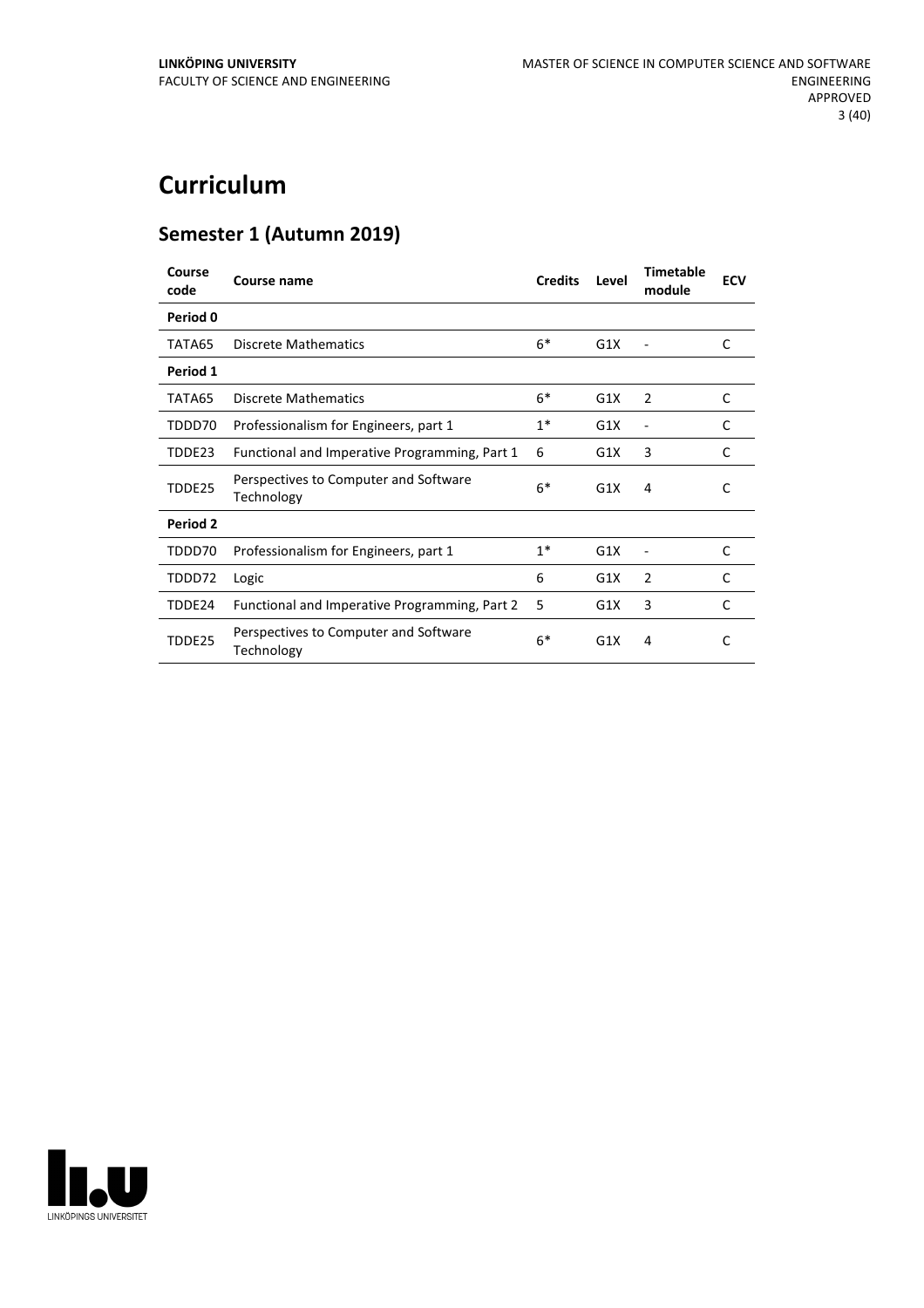# Curriculum

## Semester 1 (Autumn 2019)

| Course code | Course name | Credits | Level | Timetable module | ECV |
|---|---|---|---|---|---|
| **Period 0** | | | | | |
| TATA65 | Discrete Mathematics | 6* | G1X | - | C |
| **Period 1** | | | | | |
| TATA65 | Discrete Mathematics | 6* | G1X | 2 | C |
| TDDD70 | Professionalism for Engineers, part 1 | 1* | G1X | - | C |
| TDDE23 | Functional and Imperative Programming, Part 1 | 6 | G1X | 3 | C |
| TDDE25 | Perspectives to Computer and Software Technology | 6* | G1X | 4 | C |
| **Period 2** | | | | | |
| TDDD70 | Professionalism for Engineers, part 1 | 1* | G1X | - | C |
| TDDD72 | Logic | 6 | G1X | 2 | C |
| TDDE24 | Functional and Imperative Programming, Part 2 | 5 | G1X | 3 | C |
| TDDE25 | Perspectives to Computer and Software Technology | 6* | G1X | 4 | C |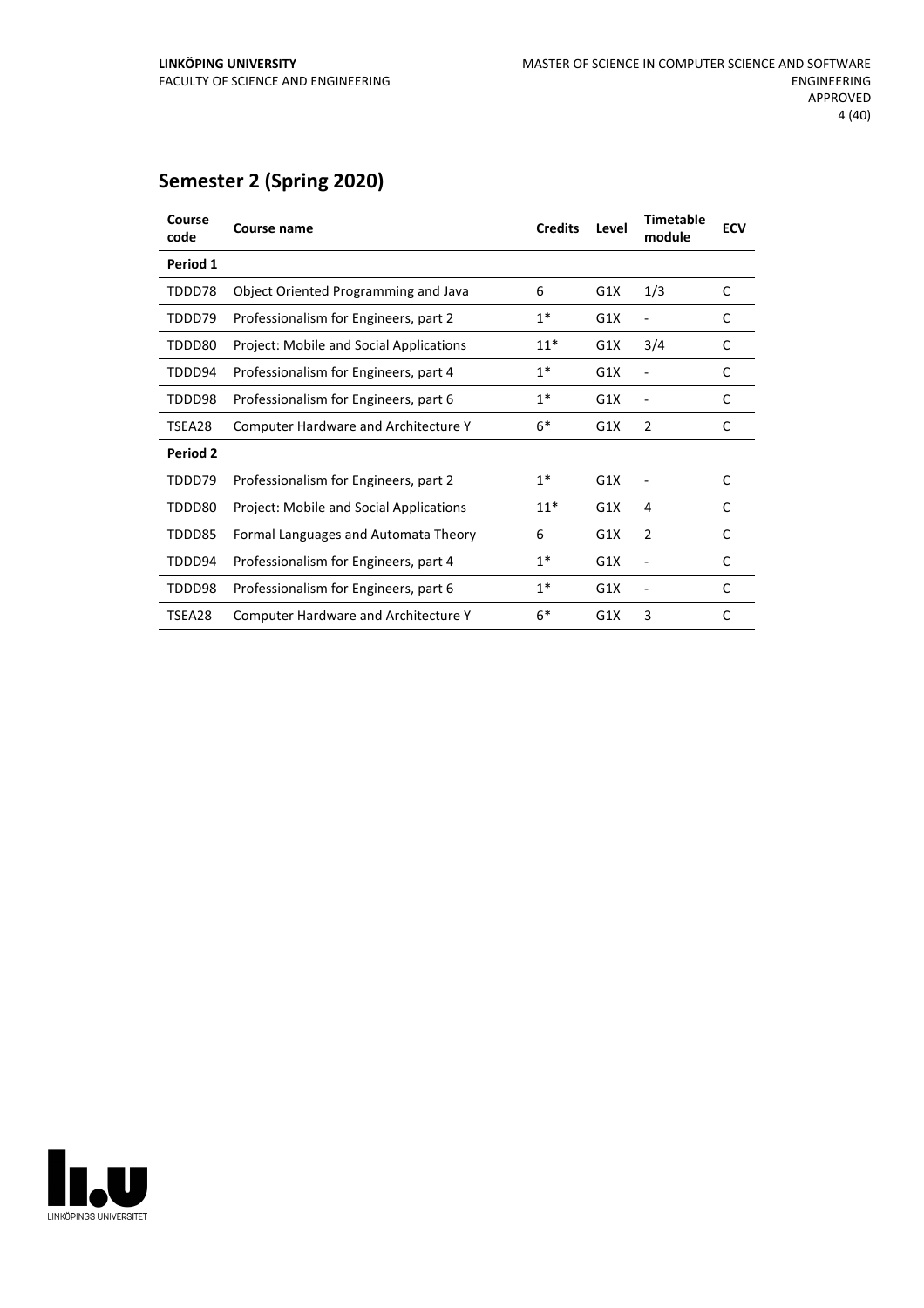## Semester 2 (Spring 2020)

| Course code | Course name | Credits | Level | Timetable module | ECV |
|---|---|---|---|---|---|
| **Period 1** | | | | | |
| TDDD78 | Object Oriented Programming and Java | 6 | G1X | 1/3 | C |
| TDDD79 | Professionalism for Engineers, part 2 | 1* | G1X | - | C |
| TDDD80 | Project: Mobile and Social Applications | 11* | G1X | 3/4 | C |
| TDDD94 | Professionalism for Engineers, part 4 | 1* | G1X | - | C |
| TDDD98 | Professionalism for Engineers, part 6 | 1* | G1X | - | C |
| TSEA28 | Computer Hardware and Architecture Y | 6* | G1X | 2 | C |
| **Period 2** | | | | | |
| TDDD79 | Professionalism for Engineers, part 2 | 1* | G1X | - | C |
| TDDD80 | Project: Mobile and Social Applications | 11* | G1X | 4 | C |
| TDDD85 | Formal Languages and Automata Theory | 6 | G1X | 2 | C |
| TDDD94 | Professionalism for Engineers, part 4 | 1* | G1X | - | C |
| TDDD98 | Professionalism for Engineers, part 6 | 1* | G1X | - | C |
| TSEA28 | Computer Hardware and Architecture Y | 6* | G1X | 3 | C |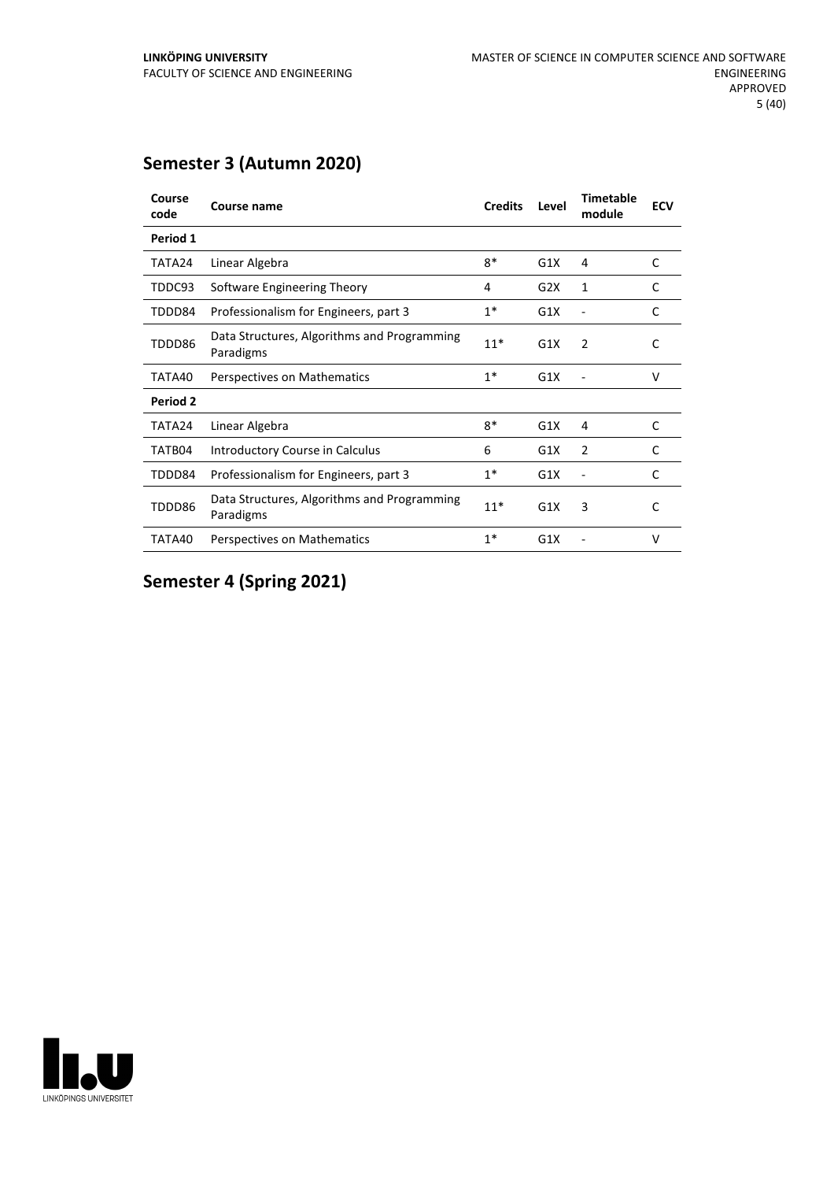## Semester 3 (Autumn 2020)

| Course code | Course name | Credits | Level | Timetable module | ECV |
|---|---|---|---|---|---|
| **Period 1** | | | | | |
| TATA24 | Linear Algebra | 8* | G1X | 4 | C |
| TDDC93 | Software Engineering Theory | 4 | G2X | 1 | C |
| TDDD84 | Professionalism for Engineers, part 3 | 1* | G1X | - | C |
| TDDD86 | Data Structures, Algorithms and Programming Paradigms | 11* | G1X | 2 | C |
| TATA40 | Perspectives on Mathematics | 1* | G1X | - | V |
| **Period 2** | | | | | |
| TATA24 | Linear Algebra | 8* | G1X | 4 | C |
| TATB04 | Introductory Course in Calculus | 6 | G1X | 2 | C |
| TDDD84 | Professionalism for Engineers, part 3 | 1* | G1X | - | C |
| TDDD86 | Data Structures, Algorithms and Programming Paradigms | 11* | G1X | 3 | C |
| TATA40 | Perspectives on Mathematics | 1* | G1X | - | V |

## Semester 4 (Spring 2021)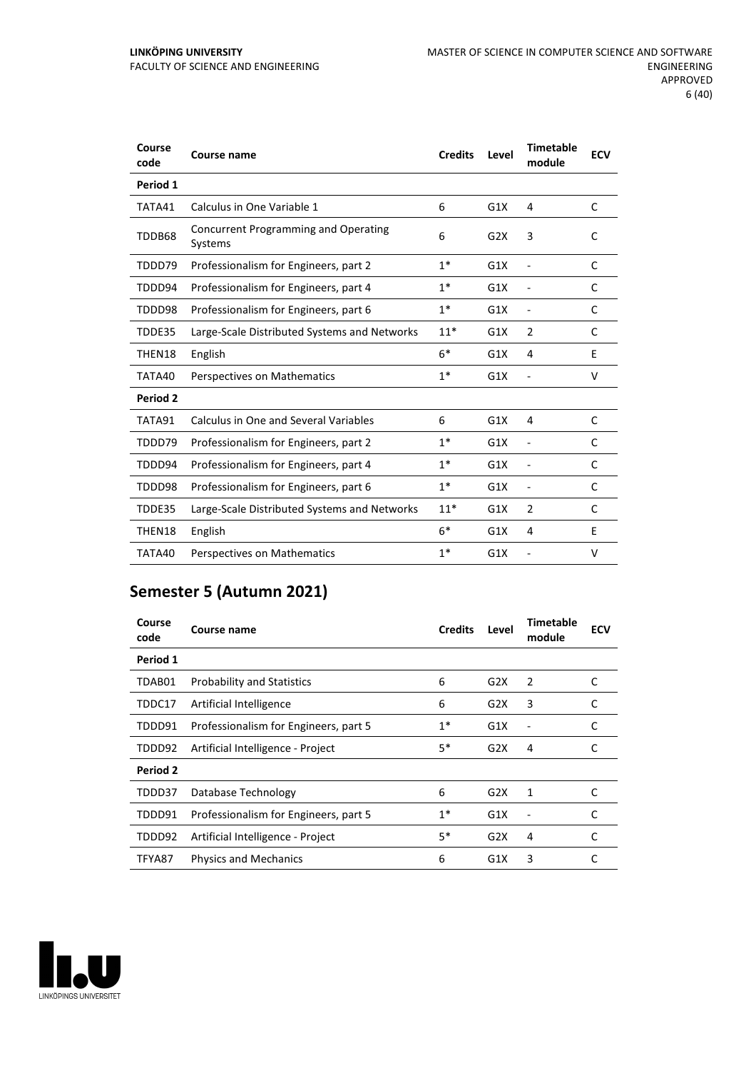| Course code | Course name | Credits | Level | Timetable module | ECV |
| --- | --- | --- | --- | --- | --- |
| **Period 1** | | | | | |
| TATA41 | Calculus in One Variable 1 | 6 | G1X | 4 | C |
| TDDB68 | Concurrent Programming and Operating Systems | 6 | G2X | 3 | C |
| TDDD79 | Professionalism for Engineers, part 2 | 1* | G1X | - | C |
| TDDD94 | Professionalism for Engineers, part 4 | 1* | G1X | - | C |
| TDDD98 | Professionalism for Engineers, part 6 | 1* | G1X | - | C |
| TDDE35 | Large-Scale Distributed Systems and Networks | 11* | G1X | 2 | C |
| THEN18 | English | 6* | G1X | 4 | E |
| TATA40 | Perspectives on Mathematics | 1* | G1X | - | V |
| **Period 2** | | | | | |
| TATA91 | Calculus in One and Several Variables | 6 | G1X | 4 | C |
| TDDD79 | Professionalism for Engineers, part 2 | 1* | G1X | - | C |
| TDDD94 | Professionalism for Engineers, part 4 | 1* | G1X | - | C |
| TDDD98 | Professionalism for Engineers, part 6 | 1* | G1X | - | C |
| TDDE35 | Large-Scale Distributed Systems and Networks | 11* | G1X | 2 | C |
| THEN18 | English | 6* | G1X | 4 | E |
| TATA40 | Perspectives on Mathematics | 1* | G1X | - | V |

## Semester 5 (Autumn 2021)

| Course code | Course name | Credits | Level | Timetable module | ECV |
| --- | --- | --- | --- | --- | --- |
| **Period 1** | | | | | |
| TDAB01 | Probability and Statistics | 6 | G2X | 2 | C |
| TDDC17 | Artificial Intelligence | 6 | G2X | 3 | C |
| TDDD91 | Professionalism for Engineers, part 5 | 1* | G1X | - | C |
| TDDD92 | Artificial Intelligence - Project | 5* | G2X | 4 | C |
| **Period 2** | | | | | |
| TDDD37 | Database Technology | 6 | G2X | 1 | C |
| TDDD91 | Professionalism for Engineers, part 5 | 1* | G1X | - | C |
| TDDD92 | Artificial Intelligence - Project | 5* | G2X | 4 | C |
| TFYA87 | Physics and Mechanics | 6 | G1X | 3 | C |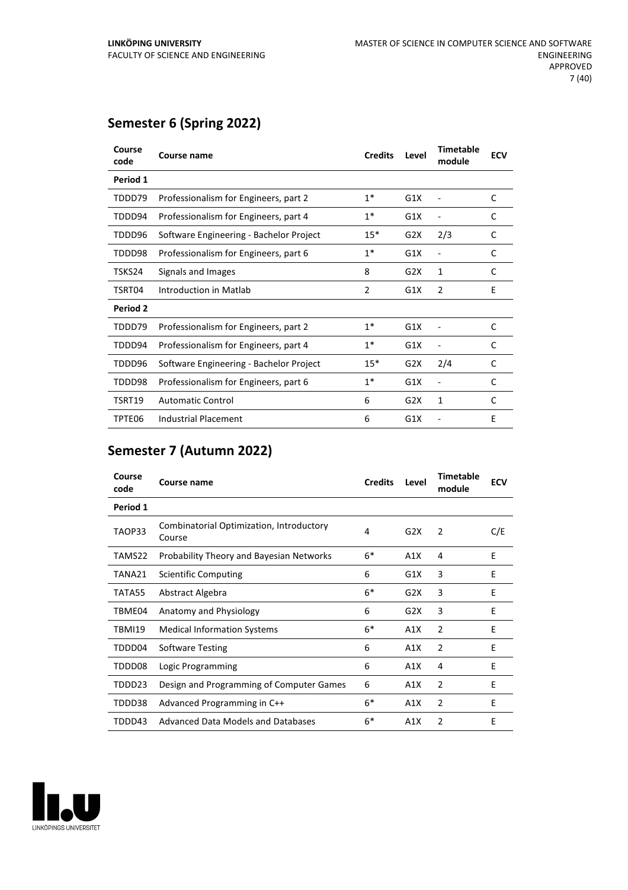## Semester 6 (Spring 2022)

| Course code | Course name | Credits | Level | Timetable module | ECV |
|---|---|---|---|---|---|
| **Period 1** | | | | | |
| TDDD79 | Professionalism for Engineers, part 2 | 1* | G1X | - | C |
| TDDD94 | Professionalism for Engineers, part 4 | 1* | G1X | - | C |
| TDDD96 | Software Engineering - Bachelor Project | 15* | G2X | 2/3 | C |
| TDDD98 | Professionalism for Engineers, part 6 | 1* | G1X | - | C |
| TSKS24 | Signals and Images | 8 | G2X | 1 | C |
| TSRT04 | Introduction in Matlab | 2 | G1X | 2 | E |
| **Period 2** | | | | | |
| TDDD79 | Professionalism for Engineers, part 2 | 1* | G1X | - | C |
| TDDD94 | Professionalism for Engineers, part 4 | 1* | G1X | - | C |
| TDDD96 | Software Engineering - Bachelor Project | 15* | G2X | 2/4 | C |
| TDDD98 | Professionalism for Engineers, part 6 | 1* | G1X | - | C |
| TSRT19 | Automatic Control | 6 | G2X | 1 | C |
| TPTE06 | Industrial Placement | 6 | G1X | - | E |

## Semester 7 (Autumn 2022)

| Course code | Course name | Credits | Level | Timetable module | ECV |
|---|---|---|---|---|---|
| **Period 1** | | | | | |
| TAOP33 | Combinatorial Optimization, Introductory Course | 4 | G2X | 2 | C/E |
| TAMS22 | Probability Theory and Bayesian Networks | 6* | A1X | 4 | E |
| TANA21 | Scientific Computing | 6 | G1X | 3 | E |
| TATA55 | Abstract Algebra | 6* | G2X | 3 | E |
| TBME04 | Anatomy and Physiology | 6 | G2X | 3 | E |
| TBMI19 | Medical Information Systems | 6* | A1X | 2 | E |
| TDDD04 | Software Testing | 6 | A1X | 2 | E |
| TDDD08 | Logic Programming | 6 | A1X | 4 | E |
| TDDD23 | Design and Programming of Computer Games | 6 | A1X | 2 | E |
| TDDD38 | Advanced Programming in C++ | 6* | A1X | 2 | E |
| TDDD43 | Advanced Data Models and Databases | 6* | A1X | 2 | E |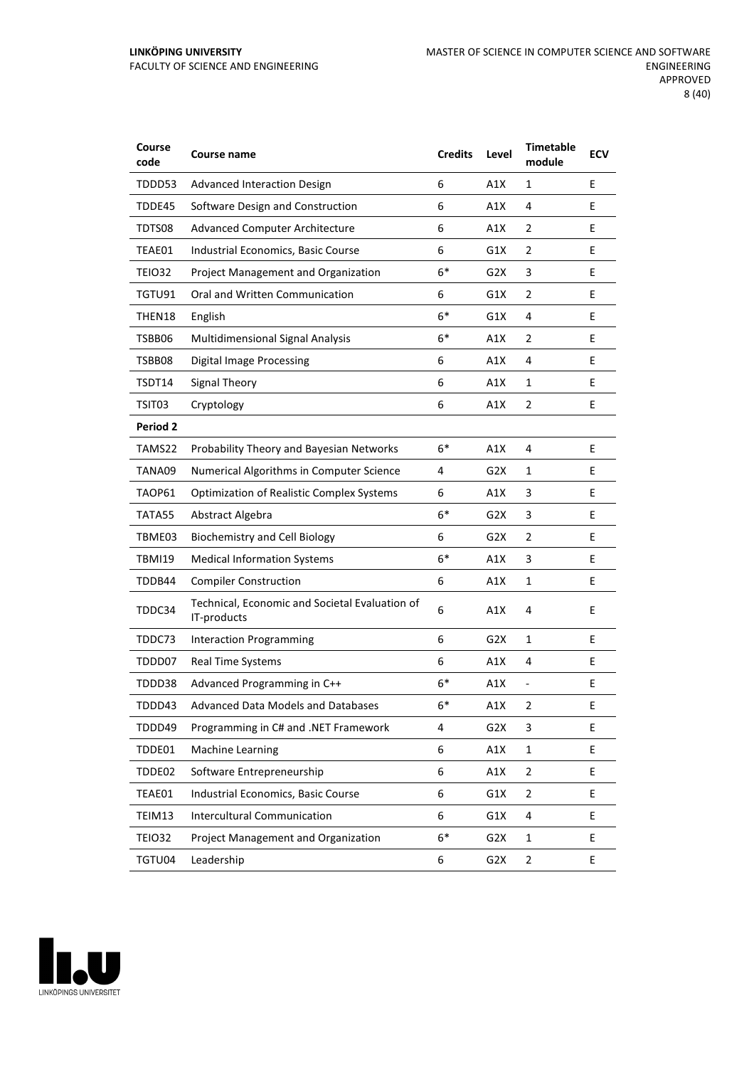| Course code | Course name | Credits | Level | Timetable module | ECV |
|---|---|---|---|---|---|
| TDDD53 | Advanced Interaction Design | 6 | A1X | 1 | E |
| TDDE45 | Software Design and Construction | 6 | A1X | 4 | E |
| TDTS08 | Advanced Computer Architecture | 6 | A1X | 2 | E |
| TEAE01 | Industrial Economics, Basic Course | 6 | G1X | 2 | E |
| TEIO32 | Project Management and Organization | 6* | G2X | 3 | E |
| TGTU91 | Oral and Written Communication | 6 | G1X | 2 | E |
| THEN18 | English | 6* | G1X | 4 | E |
| TSBB06 | Multidimensional Signal Analysis | 6* | A1X | 2 | E |
| TSBB08 | Digital Image Processing | 6 | A1X | 4 | E |
| TSDT14 | Signal Theory | 6 | A1X | 1 | E |
| TSIT03 | Cryptology | 6 | A1X | 2 | E |
| **Period 2** | | | | | |
| TAMS22 | Probability Theory and Bayesian Networks | 6* | A1X | 4 | E |
| TANA09 | Numerical Algorithms in Computer Science | 4 | G2X | 1 | E |
| TAOP61 | Optimization of Realistic Complex Systems | 6 | A1X | 3 | E |
| TATA55 | Abstract Algebra | 6* | G2X | 3 | E |
| TBME03 | Biochemistry and Cell Biology | 6 | G2X | 2 | E |
| TBMI19 | Medical Information Systems | 6* | A1X | 3 | E |
| TDDB44 | Compiler Construction | 6 | A1X | 1 | E |
| TDDC34 | Technical, Economic and Societal Evaluation of IT-products | 6 | A1X | 4 | E |
| TDDC73 | Interaction Programming | 6 | G2X | 1 | E |
| TDDD07 | Real Time Systems | 6 | A1X | 4 | E |
| TDDD38 | Advanced Programming in C++ | 6* | A1X | - | E |
| TDDD43 | Advanced Data Models and Databases | 6* | A1X | 2 | E |
| TDDD49 | Programming in C# and .NET Framework | 4 | G2X | 3 | E |
| TDDE01 | Machine Learning | 6 | A1X | 1 | E |
| TDDE02 | Software Entrepreneurship | 6 | A1X | 2 | E |
| TEAE01 | Industrial Economics, Basic Course | 6 | G1X | 2 | E |
| TEIM13 | Intercultural Communication | 6 | G1X | 4 | E |
| TEIO32 | Project Management and Organization | 6* | G2X | 1 | E |
| TGTU04 | Leadership | 6 | G2X | 2 | E |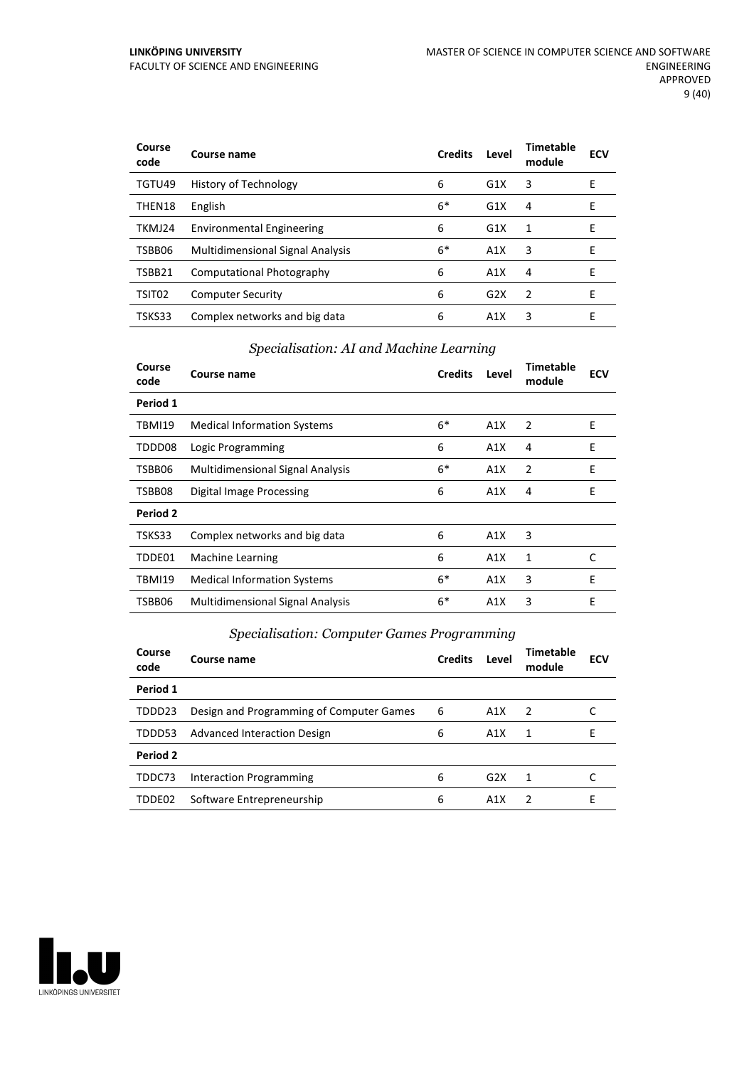| Course code | Course name | Credits | Level | Timetable module | ECV |
|---|---|---|---|---|---|
| TGTU49 | History of Technology | 6 | G1X | 3 | E |
| THEN18 | English | 6* | G1X | 4 | E |
| TKMJ24 | Environmental Engineering | 6 | G1X | 1 | E |
| TSBB06 | Multidimensional Signal Analysis | 6* | A1X | 3 | E |
| TSBB21 | Computational Photography | 6 | A1X | 4 | E |
| TSIT02 | Computer Security | 6 | G2X | 2 | E |
| TSKS33 | Complex networks and big data | 6 | A1X | 3 | E |

### *Specialisation: AI and Machine Learning*

| Course code | Course name | Credits | Level | Timetable module | ECV |
|---|---|---|---|---|---|
| **Period 1** | | | | | |
| TBMI19 | Medical Information Systems | 6* | A1X | 2 | E |
| TDDD08 | Logic Programming | 6 | A1X | 4 | E |
| TSBB06 | Multidimensional Signal Analysis | 6* | A1X | 2 | E |
| TSBB08 | Digital Image Processing | 6 | A1X | 4 | E |
| **Period 2** | | | | | |
| TSKS33 | Complex networks and big data | 6 | A1X | 3 | |
| TDDE01 | Machine Learning | 6 | A1X | 1 | C |
| TBMI19 | Medical Information Systems | 6* | A1X | 3 | E |
| TSBB06 | Multidimensional Signal Analysis | 6* | A1X | 3 | E |

### *Specialisation: Computer Games Programming*

| Course code | Course name | Credits | Level | Timetable module | ECV |
|---|---|---|---|---|---|
| **Period 1** | | | | | |
| TDDD23 | Design and Programming of Computer Games | 6 | A1X | 2 | C |
| TDDD53 | Advanced Interaction Design | 6 | A1X | 1 | E |
| **Period 2** | | | | | |
| TDDC73 | Interaction Programming | 6 | G2X | 1 | C |
| TDDE02 | Software Entrepreneurship | 6 | A1X | 2 | E |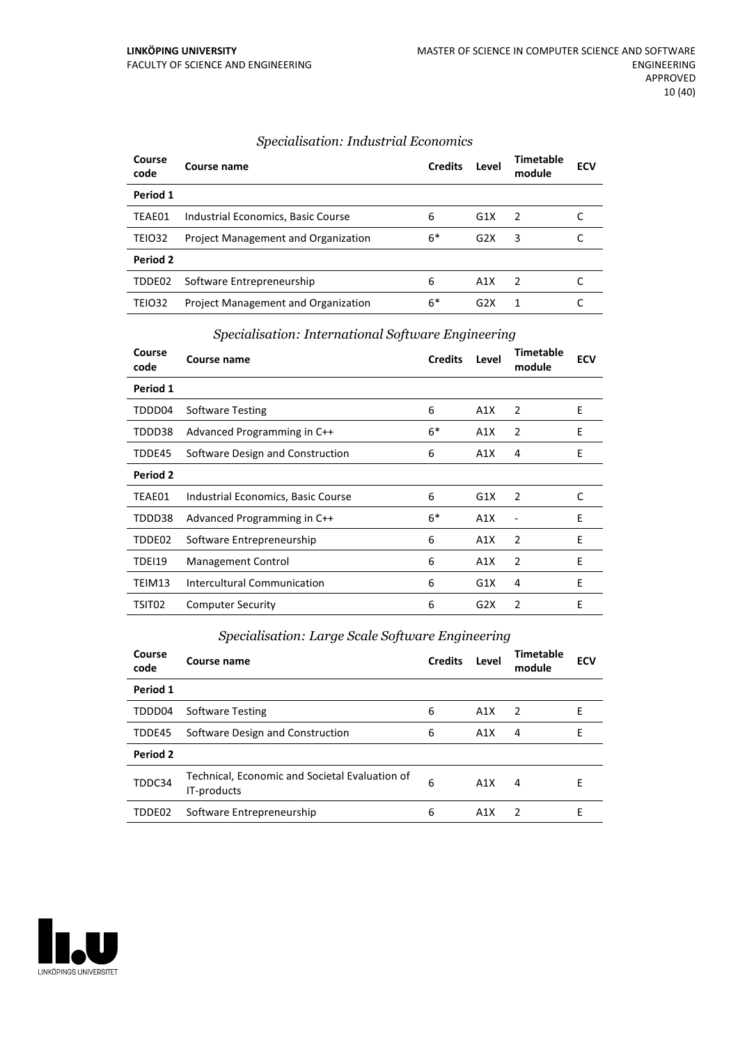### *Specialisation: Industrial Economics*

| Course code | Course name | Credits | Level | Timetable module | ECV |
|---|---|---|---|---|---|
| **Period 1** | | | | | |
| TEAE01 | Industrial Economics, Basic Course | 6 | G1X | 2 | C |
| TEIO32 | Project Management and Organization | 6* | G2X | 3 | C |
| **Period 2** | | | | | |
| TDDE02 | Software Entrepreneurship | 6 | A1X | 2 | C |
| TEIO32 | Project Management and Organization | 6* | G2X | 1 | C |

### *Specialisation: International Software Engineering*

| Course code | Course name | Credits | Level | Timetable module | ECV |
|---|---|---|---|---|---|
| **Period 1** | | | | | |
| TDDD04 | Software Testing | 6 | A1X | 2 | E |
| TDDD38 | Advanced Programming in C++ | 6* | A1X | 2 | E |
| TDDE45 | Software Design and Construction | 6 | A1X | 4 | E |
| **Period 2** | | | | | |
| TEAE01 | Industrial Economics, Basic Course | 6 | G1X | 2 | C |
| TDDD38 | Advanced Programming in C++ | 6* | A1X | - | E |
| TDDE02 | Software Entrepreneurship | 6 | A1X | 2 | E |
| TDEI19 | Management Control | 6 | A1X | 2 | E |
| TEIM13 | Intercultural Communication | 6 | G1X | 4 | E |
| TSIT02 | Computer Security | 6 | G2X | 2 | E |

### *Specialisation: Large Scale Software Engineering*

| Course code | Course name | Credits | Level | Timetable module | ECV |
|---|---|---|---|---|---|
| **Period 1** | | | | | |
| TDDD04 | Software Testing | 6 | A1X | 2 | E |
| TDDE45 | Software Design and Construction | 6 | A1X | 4 | E |
| **Period 2** | | | | | |
| TDDC34 | Technical, Economic and Societal Evaluation of IT-products | 6 | A1X | 4 | E |
| TDDE02 | Software Entrepreneurship | 6 | A1X | 2 | E |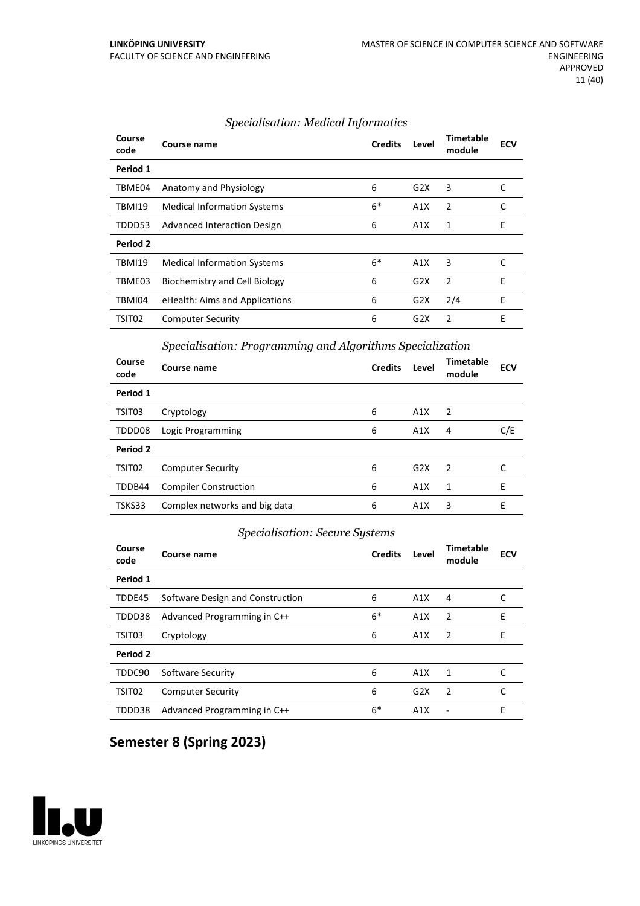### *Specialisation: Medical Informatics*

| Course code | Course name | Credits | Level | Timetable module | ECV |
|---|---|---|---|---|---|
| **Period 1** | | | | | |
| TBME04 | Anatomy and Physiology | 6 | G2X | 3 | C |
| TBMI19 | Medical Information Systems | 6* | A1X | 2 | C |
| TDDD53 | Advanced Interaction Design | 6 | A1X | 1 | E |
| **Period 2** | | | | | |
| TBMI19 | Medical Information Systems | 6* | A1X | 3 | C |
| TBME03 | Biochemistry and Cell Biology | 6 | G2X | 2 | E |
| TBMI04 | eHealth: Aims and Applications | 6 | G2X | 2/4 | E |
| TSIT02 | Computer Security | 6 | G2X | 2 | E |

### *Specialisation: Programming and Algorithms Specialization*

| Course code | Course name | Credits | Level | Timetable module | ECV |
|---|---|---|---|---|---|
| **Period 1** | | | | | |
| TSIT03 | Cryptology | 6 | A1X | 2 | |
| TDDD08 | Logic Programming | 6 | A1X | 4 | C/E |
| **Period 2** | | | | | |
| TSIT02 | Computer Security | 6 | G2X | 2 | C |
| TDDB44 | Compiler Construction | 6 | A1X | 1 | E |
| TSKS33 | Complex networks and big data | 6 | A1X | 3 | E |

### *Specialisation: Secure Systems*

| Course code | Course name | Credits | Level | Timetable module | ECV |
|---|---|---|---|---|---|
| **Period 1** | | | | | |
| TDDE45 | Software Design and Construction | 6 | A1X | 4 | C |
| TDDD38 | Advanced Programming in C++ | 6* | A1X | 2 | E |
| TSIT03 | Cryptology | 6 | A1X | 2 | E |
| **Period 2** | | | | | |
| TDDC90 | Software Security | 6 | A1X | 1 | C |
| TSIT02 | Computer Security | 6 | G2X | 2 | C |
| TDDD38 | Advanced Programming in C++ | 6* | A1X | - | E |

## Semester 8 (Spring 2023)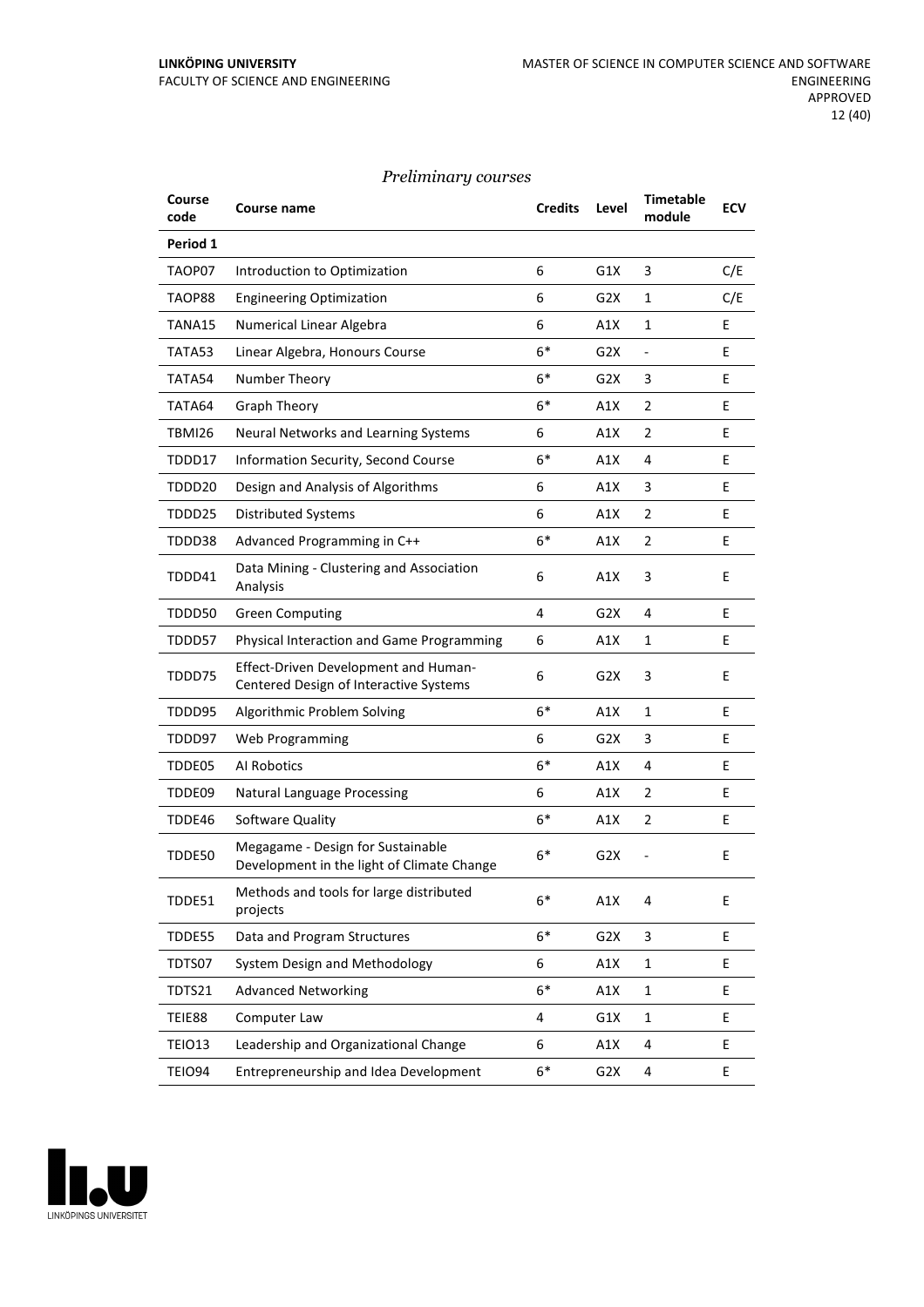*Preliminary courses*

| Course code | Course name | Credits | Level | Timetable module | ECV |
|---|---|---|---|---|---|
| **Period 1** | | | | | |
| TAOP07 | Introduction to Optimization | 6 | G1X | 3 | C/E |
| TAOP88 | Engineering Optimization | 6 | G2X | 1 | C/E |
| TANA15 | Numerical Linear Algebra | 6 | A1X | 1 | E |
| TATA53 | Linear Algebra, Honours Course | 6* | G2X | - | E |
| TATA54 | Number Theory | 6* | G2X | 3 | E |
| TATA64 | Graph Theory | 6* | A1X | 2 | E |
| TBMI26 | Neural Networks and Learning Systems | 6 | A1X | 2 | E |
| TDDD17 | Information Security, Second Course | 6* | A1X | 4 | E |
| TDDD20 | Design and Analysis of Algorithms | 6 | A1X | 3 | E |
| TDDD25 | Distributed Systems | 6 | A1X | 2 | E |
| TDDD38 | Advanced Programming in C++ | 6* | A1X | 2 | E |
| TDDD41 | Data Mining - Clustering and Association Analysis | 6 | A1X | 3 | E |
| TDDD50 | Green Computing | 4 | G2X | 4 | E |
| TDDD57 | Physical Interaction and Game Programming | 6 | A1X | 1 | E |
| TDDD75 | Effect-Driven Development and Human-Centered Design of Interactive Systems | 6 | G2X | 3 | E |
| TDDD95 | Algorithmic Problem Solving | 6* | A1X | 1 | E |
| TDDD97 | Web Programming | 6 | G2X | 3 | E |
| TDDE05 | AI Robotics | 6* | A1X | 4 | E |
| TDDE09 | Natural Language Processing | 6 | A1X | 2 | E |
| TDDE46 | Software Quality | 6* | A1X | 2 | E |
| TDDE50 | Megagame - Design for Sustainable Development in the light of Climate Change | 6* | G2X | - | E |
| TDDE51 | Methods and tools for large distributed projects | 6* | A1X | 4 | E |
| TDDE55 | Data and Program Structures | 6* | G2X | 3 | E |
| TDTS07 | System Design and Methodology | 6 | A1X | 1 | E |
| TDTS21 | Advanced Networking | 6* | A1X | 1 | E |
| TEIE88 | Computer Law | 4 | G1X | 1 | E |
| TEIO13 | Leadership and Organizational Change | 6 | A1X | 4 | E |
| TEIO94 | Entrepreneurship and Idea Development | 6* | G2X | 4 | E |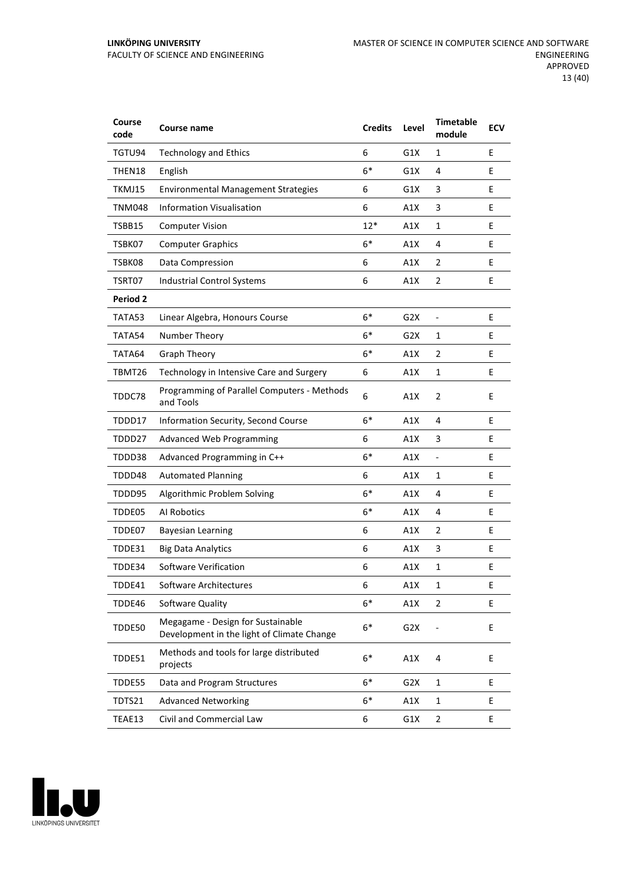| Course code | Course name | Credits | Level | Timetable module | ECV |
|---|---|---|---|---|---|
| TGTU94 | Technology and Ethics | 6 | G1X | 1 | E |
| THEN18 | English | 6* | G1X | 4 | E |
| TKMJ15 | Environmental Management Strategies | 6 | G1X | 3 | E |
| TNM048 | Information Visualisation | 6 | A1X | 3 | E |
| TSBB15 | Computer Vision | 12* | A1X | 1 | E |
| TSBK07 | Computer Graphics | 6* | A1X | 4 | E |
| TSBK08 | Data Compression | 6 | A1X | 2 | E |
| TSRT07 | Industrial Control Systems | 6 | A1X | 2 | E |
| **Period 2** | | | | | |
| TATA53 | Linear Algebra, Honours Course | 6* | G2X | - | E |
| TATA54 | Number Theory | 6* | G2X | 1 | E |
| TATA64 | Graph Theory | 6* | A1X | 2 | E |
| TBMT26 | Technology in Intensive Care and Surgery | 6 | A1X | 1 | E |
| TDDC78 | Programming of Parallel Computers - Methods and Tools | 6 | A1X | 2 | E |
| TDDD17 | Information Security, Second Course | 6* | A1X | 4 | E |
| TDDD27 | Advanced Web Programming | 6 | A1X | 3 | E |
| TDDD38 | Advanced Programming in C++ | 6* | A1X | - | E |
| TDDD48 | Automated Planning | 6 | A1X | 1 | E |
| TDDD95 | Algorithmic Problem Solving | 6* | A1X | 4 | E |
| TDDE05 | AI Robotics | 6* | A1X | 4 | E |
| TDDE07 | Bayesian Learning | 6 | A1X | 2 | E |
| TDDE31 | Big Data Analytics | 6 | A1X | 3 | E |
| TDDE34 | Software Verification | 6 | A1X | 1 | E |
| TDDE41 | Software Architectures | 6 | A1X | 1 | E |
| TDDE46 | Software Quality | 6* | A1X | 2 | E |
| TDDE50 | Megagame - Design for Sustainable Development in the light of Climate Change | 6* | G2X | - | E |
| TDDE51 | Methods and tools for large distributed projects | 6* | A1X | 4 | E |
| TDDE55 | Data and Program Structures | 6* | G2X | 1 | E |
| TDTS21 | Advanced Networking | 6* | A1X | 1 | E |
| TEAE13 | Civil and Commercial Law | 6 | G1X | 2 | E |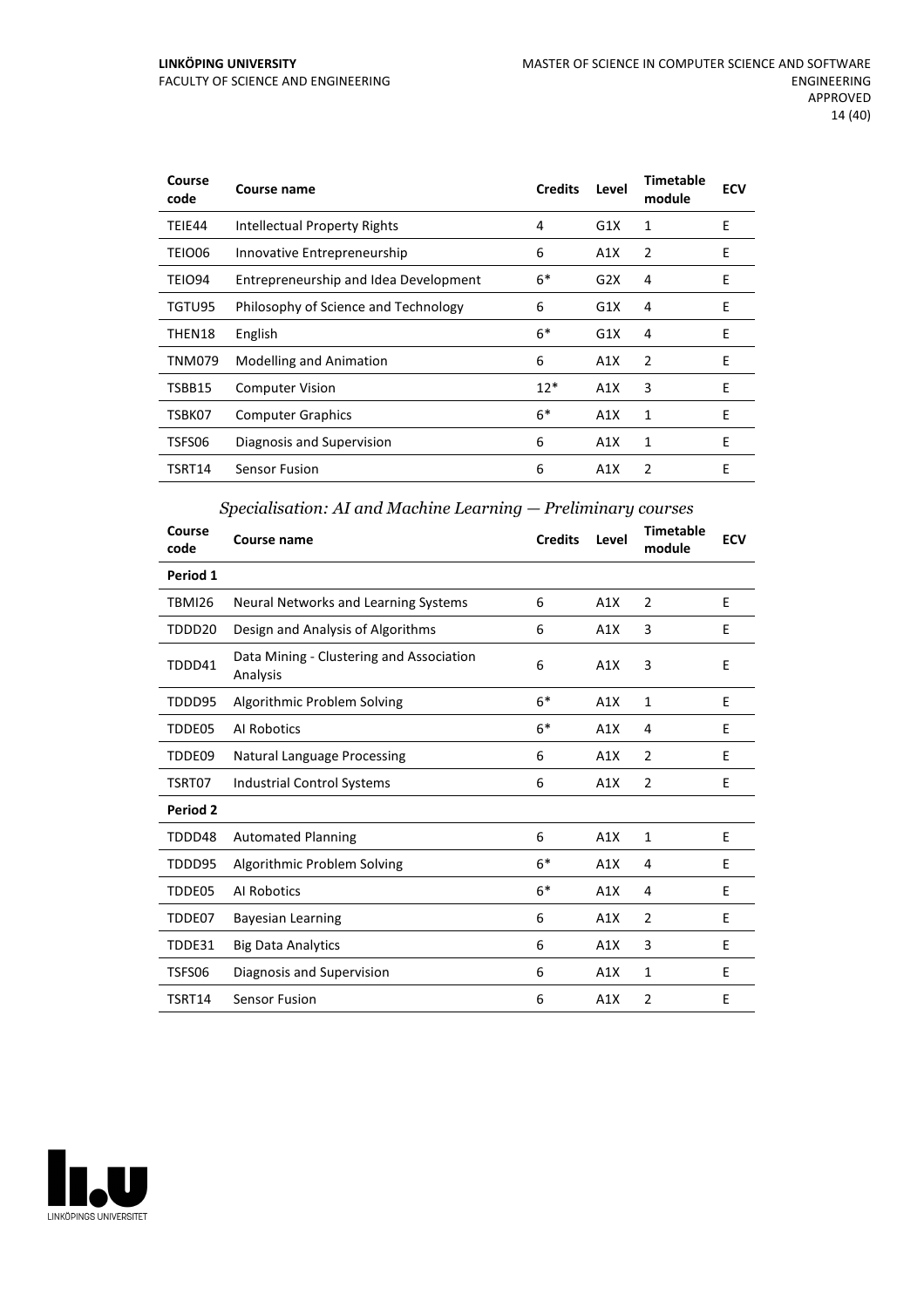| Course code | Course name | Credits | Level | Timetable module | ECV |
|---|---|---|---|---|---|
| TEIE44 | Intellectual Property Rights | 4 | G1X | 1 | E |
| TEIO06 | Innovative Entrepreneurship | 6 | A1X | 2 | E |
| TEIO94 | Entrepreneurship and Idea Development | 6* | G2X | 4 | E |
| TGTU95 | Philosophy of Science and Technology | 6 | G1X | 4 | E |
| THEN18 | English | 6* | G1X | 4 | E |
| TNM079 | Modelling and Animation | 6 | A1X | 2 | E |
| TSBB15 | Computer Vision | 12* | A1X | 3 | E |
| TSBK07 | Computer Graphics | 6* | A1X | 1 | E |
| TSFS06 | Diagnosis and Supervision | 6 | A1X | 1 | E |
| TSRT14 | Sensor Fusion | 6 | A1X | 2 | E |

### *Specialisation: AI and Machine Learning — Preliminary courses*

| Course code | Course name | Credits | Level | Timetable module | ECV |
|---|---|---|---|---|---|
| **Period 1** | | | | | |
| TBMI26 | Neural Networks and Learning Systems | 6 | A1X | 2 | E |
| TDDD20 | Design and Analysis of Algorithms | 6 | A1X | 3 | E |
| TDDD41 | Data Mining - Clustering and Association Analysis | 6 | A1X | 3 | E |
| TDDD95 | Algorithmic Problem Solving | 6* | A1X | 1 | E |
| TDDE05 | AI Robotics | 6* | A1X | 4 | E |
| TDDE09 | Natural Language Processing | 6 | A1X | 2 | E |
| TSRT07 | Industrial Control Systems | 6 | A1X | 2 | E |
| **Period 2** | | | | | |
| TDDD48 | Automated Planning | 6 | A1X | 1 | E |
| TDDD95 | Algorithmic Problem Solving | 6* | A1X | 4 | E |
| TDDE05 | AI Robotics | 6* | A1X | 4 | E |
| TDDE07 | Bayesian Learning | 6 | A1X | 2 | E |
| TDDE31 | Big Data Analytics | 6 | A1X | 3 | E |
| TSFS06 | Diagnosis and Supervision | 6 | A1X | 1 | E |
| TSRT14 | Sensor Fusion | 6 | A1X | 2 | E |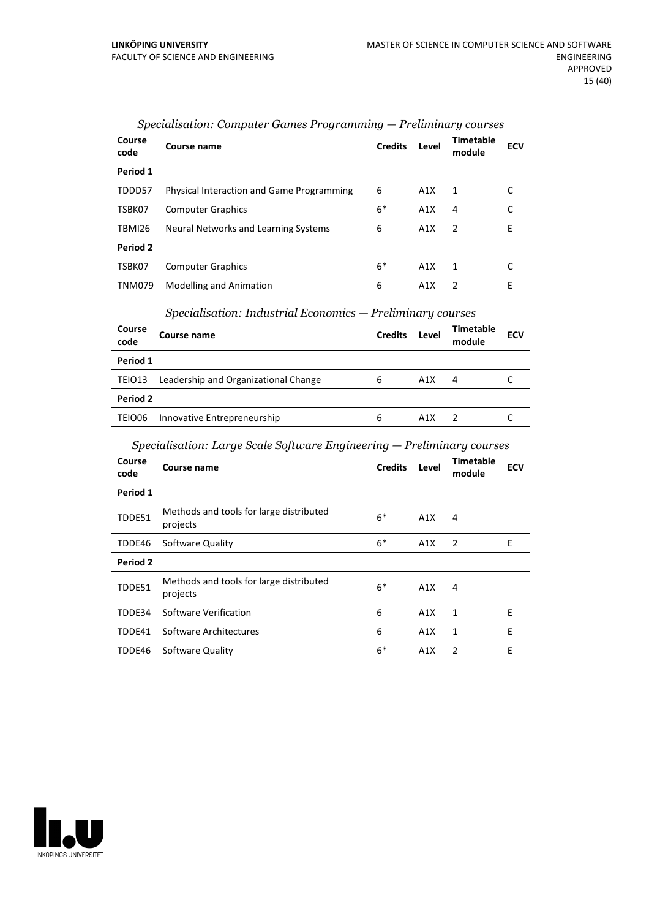*Specialisation: Computer Games Programming — Preliminary courses*

| Course code | Course name | Credits | Level | Timetable module | ECV |
|---|---|---|---|---|---|
| **Period 1** | | | | | |
| TDDD57 | Physical Interaction and Game Programming | 6 | A1X | 1 | C |
| TSBK07 | Computer Graphics | 6* | A1X | 4 | C |
| TBMI26 | Neural Networks and Learning Systems | 6 | A1X | 2 | E |
| **Period 2** | | | | | |
| TSBK07 | Computer Graphics | 6* | A1X | 1 | C |
| TNM079 | Modelling and Animation | 6 | A1X | 2 | E |

*Specialisation: Industrial Economics — Preliminary courses*

| Course code | Course name | Credits | Level | Timetable module | ECV |
|---|---|---|---|---|---|
| **Period 1** | | | | | |
| TEIO13 | Leadership and Organizational Change | 6 | A1X | 4 | C |
| **Period 2** | | | | | |
| TEIO06 | Innovative Entrepreneurship | 6 | A1X | 2 | C |

*Specialisation: Large Scale Software Engineering — Preliminary courses*

| Course code | Course name | Credits | Level | Timetable module | ECV |
|---|---|---|---|---|---|
| **Period 1** | | | | | |
| TDDE51 | Methods and tools for large distributed projects | 6* | A1X | 4 | |
| TDDE46 | Software Quality | 6* | A1X | 2 | E |
| **Period 2** | | | | | |
| TDDE51 | Methods and tools for large distributed projects | 6* | A1X | 4 | |
| TDDE34 | Software Verification | 6 | A1X | 1 | E |
| TDDE41 | Software Architectures | 6 | A1X | 1 | E |
| TDDE46 | Software Quality | 6* | A1X | 2 | E |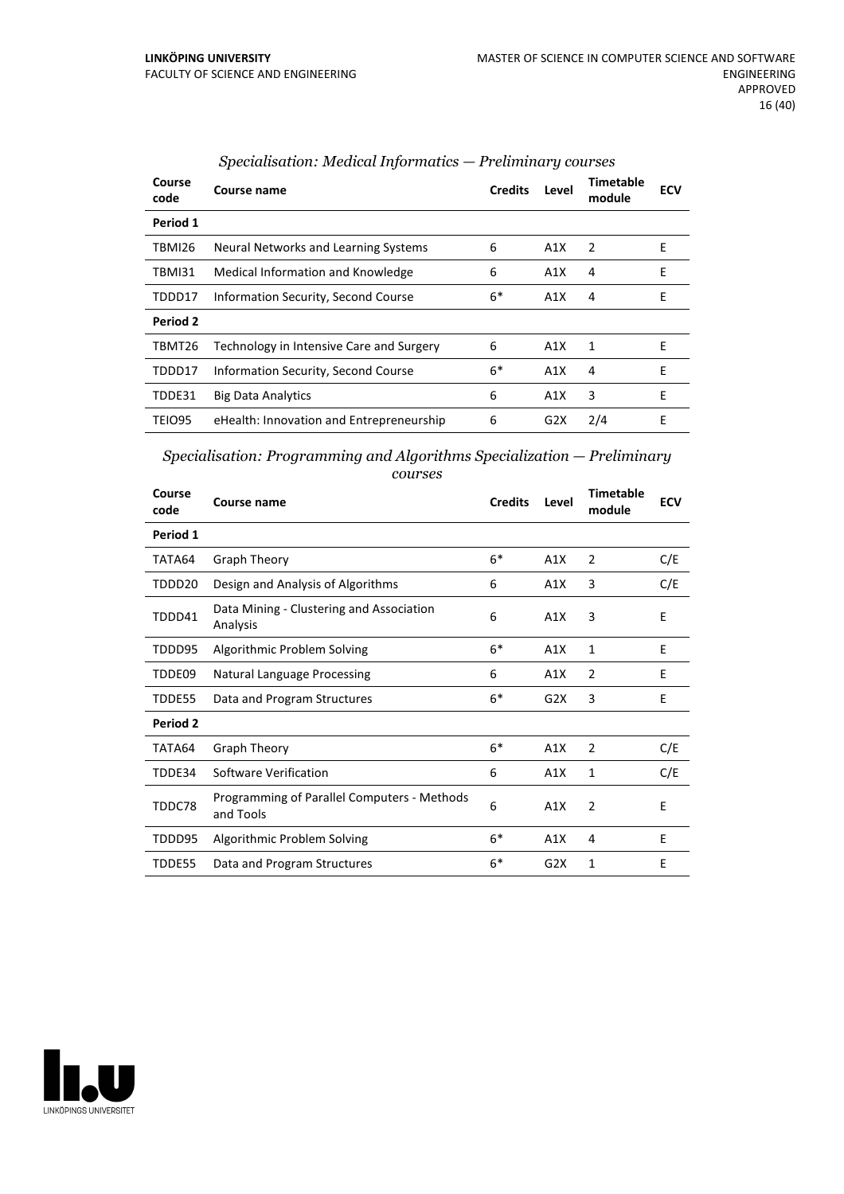### *Specialisation: Medical Informatics — Preliminary courses*

| Course code | Course name | Credits | Level | Timetable module | ECV |
|---|---|---|---|---|---|
| **Period 1** | | | | | |
| TBMI26 | Neural Networks and Learning Systems | 6 | A1X | 2 | E |
| TBMI31 | Medical Information and Knowledge | 6 | A1X | 4 | E |
| TDDD17 | Information Security, Second Course | 6* | A1X | 4 | E |
| **Period 2** | | | | | |
| TBMT26 | Technology in Intensive Care and Surgery | 6 | A1X | 1 | E |
| TDDD17 | Information Security, Second Course | 6* | A1X | 4 | E |
| TDDE31 | Big Data Analytics | 6 | A1X | 3 | E |
| TEIO95 | eHealth: Innovation and Entrepreneurship | 6 | G2X | 2/4 | E |

### *Specialisation: Programming and Algorithms Specialization — Preliminary courses*

| Course code | Course name | Credits | Level | Timetable module | ECV |
|---|---|---|---|---|---|
| **Period 1** | | | | | |
| TATA64 | Graph Theory | 6* | A1X | 2 | C/E |
| TDDD20 | Design and Analysis of Algorithms | 6 | A1X | 3 | C/E |
| TDDD41 | Data Mining - Clustering and Association Analysis | 6 | A1X | 3 | E |
| TDDD95 | Algorithmic Problem Solving | 6* | A1X | 1 | E |
| TDDE09 | Natural Language Processing | 6 | A1X | 2 | E |
| TDDE55 | Data and Program Structures | 6* | G2X | 3 | E |
| **Period 2** | | | | | |
| TATA64 | Graph Theory | 6* | A1X | 2 | C/E |
| TDDE34 | Software Verification | 6 | A1X | 1 | C/E |
| TDDC78 | Programming of Parallel Computers - Methods and Tools | 6 | A1X | 2 | E |
| TDDD95 | Algorithmic Problem Solving | 6* | A1X | 4 | E |
| TDDE55 | Data and Program Structures | 6* | G2X | 1 | E |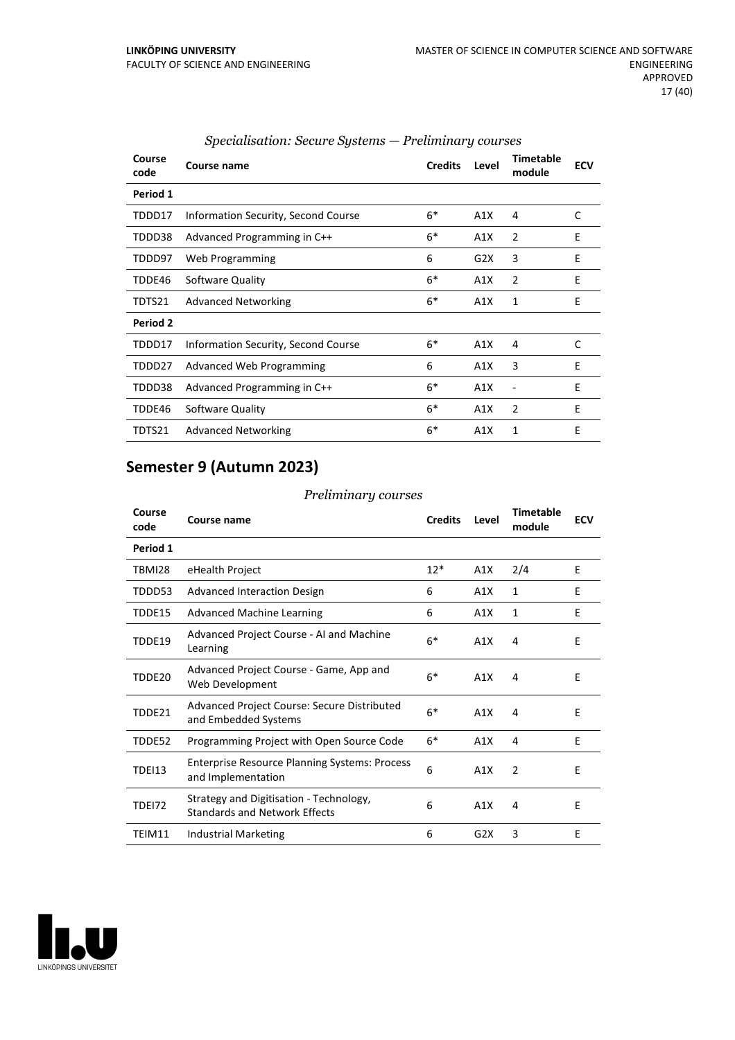*Specialisation: Secure Systems — Preliminary courses*

| Course code | Course name | Credits | Level | Timetable module | ECV |
|---|---|---|---|---|---|
| **Period 1** | | | | | |
| TDDD17 | Information Security, Second Course | 6* | A1X | 4 | C |
| TDDD38 | Advanced Programming in C++ | 6* | A1X | 2 | E |
| TDDD97 | Web Programming | 6 | G2X | 3 | E |
| TDDE46 | Software Quality | 6* | A1X | 2 | E |
| TDTS21 | Advanced Networking | 6* | A1X | 1 | E |
| **Period 2** | | | | | |
| TDDD17 | Information Security, Second Course | 6* | A1X | 4 | C |
| TDDD27 | Advanced Web Programming | 6 | A1X | 3 | E |
| TDDD38 | Advanced Programming in C++ | 6* | A1X | - | E |
| TDDE46 | Software Quality | 6* | A1X | 2 | E |
| TDTS21 | Advanced Networking | 6* | A1X | 1 | E |

## Semester 9 (Autumn 2023)

*Preliminary courses*

| Course code | Course name | Credits | Level | Timetable module | ECV |
|---|---|---|---|---|---|
| **Period 1** | | | | | |
| TBMI28 | eHealth Project | 12* | A1X | 2/4 | E |
| TDDD53 | Advanced Interaction Design | 6 | A1X | 1 | E |
| TDDE15 | Advanced Machine Learning | 6 | A1X | 1 | E |
| TDDE19 | Advanced Project Course - AI and Machine Learning | 6* | A1X | 4 | E |
| TDDE20 | Advanced Project Course - Game, App and Web Development | 6* | A1X | 4 | E |
| TDDE21 | Advanced Project Course: Secure Distributed and Embedded Systems | 6* | A1X | 4 | E |
| TDDE52 | Programming Project with Open Source Code | 6* | A1X | 4 | E |
| TDEI13 | Enterprise Resource Planning Systems: Process and Implementation | 6 | A1X | 2 | E |
| TDEI72 | Strategy and Digitisation - Technology, Standards and Network Effects | 6 | A1X | 4 | E |
| TEIM11 | Industrial Marketing | 6 | G2X | 3 | E |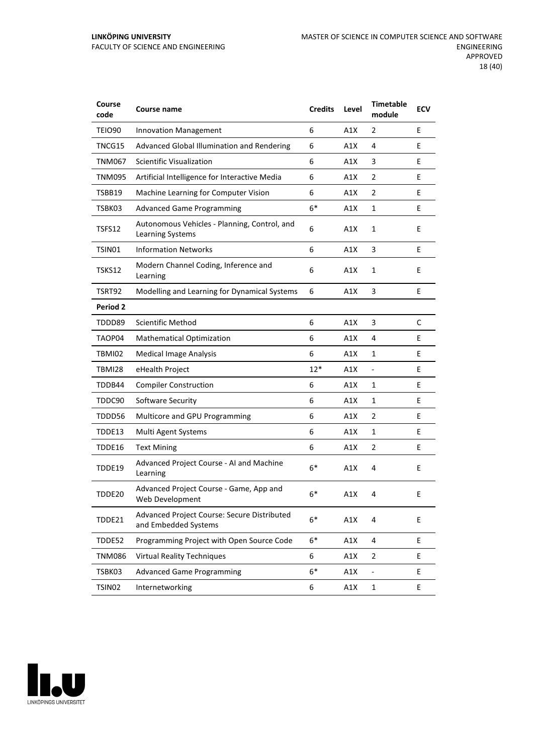| Course code | Course name | Credits | Level | Timetable module | ECV |
|---|---|---|---|---|---|
| TEIO90 | Innovation Management | 6 | A1X | 2 | E |
| TNCG15 | Advanced Global Illumination and Rendering | 6 | A1X | 4 | E |
| TNM067 | Scientific Visualization | 6 | A1X | 3 | E |
| TNM095 | Artificial Intelligence for Interactive Media | 6 | A1X | 2 | E |
| TSBB19 | Machine Learning for Computer Vision | 6 | A1X | 2 | E |
| TSBK03 | Advanced Game Programming | 6* | A1X | 1 | E |
| TSFS12 | Autonomous Vehicles - Planning, Control, and Learning Systems | 6 | A1X | 1 | E |
| TSIN01 | Information Networks | 6 | A1X | 3 | E |
| TSKS12 | Modern Channel Coding, Inference and Learning | 6 | A1X | 1 | E |
| TSRT92 | Modelling and Learning for Dynamical Systems | 6 | A1X | 3 | E |
| **Period 2** | | | | | |
| TDDD89 | Scientific Method | 6 | A1X | 3 | C |
| TAOP04 | Mathematical Optimization | 6 | A1X | 4 | E |
| TBMI02 | Medical Image Analysis | 6 | A1X | 1 | E |
| TBMI28 | eHealth Project | 12* | A1X | - | E |
| TDDB44 | Compiler Construction | 6 | A1X | 1 | E |
| TDDC90 | Software Security | 6 | A1X | 1 | E |
| TDDD56 | Multicore and GPU Programming | 6 | A1X | 2 | E |
| TDDE13 | Multi Agent Systems | 6 | A1X | 1 | E |
| TDDE16 | Text Mining | 6 | A1X | 2 | E |
| TDDE19 | Advanced Project Course - AI and Machine Learning | 6* | A1X | 4 | E |
| TDDE20 | Advanced Project Course - Game, App and Web Development | 6* | A1X | 4 | E |
| TDDE21 | Advanced Project Course: Secure Distributed and Embedded Systems | 6* | A1X | 4 | E |
| TDDE52 | Programming Project with Open Source Code | 6* | A1X | 4 | E |
| TNM086 | Virtual Reality Techniques | 6 | A1X | 2 | E |
| TSBK03 | Advanced Game Programming | 6* | A1X | - | E |
| TSIN02 | Internetworking | 6 | A1X | 1 | E |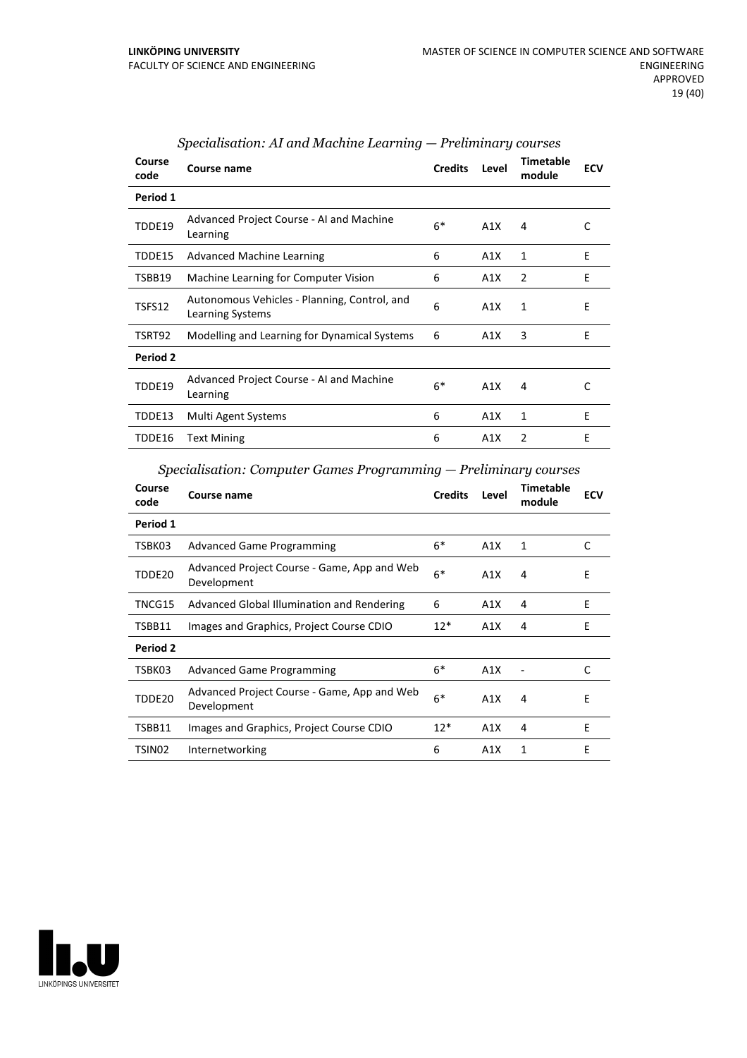*Specialisation: AI and Machine Learning — Preliminary courses*

| Course code | Course name | Credits | Level | Timetable module | ECV |
|---|---|---|---|---|---|
| **Period 1** | | | | | |
| TDDE19 | Advanced Project Course - AI and Machine Learning | 6* | A1X | 4 | C |
| TDDE15 | Advanced Machine Learning | 6 | A1X | 1 | E |
| TSBB19 | Machine Learning for Computer Vision | 6 | A1X | 2 | E |
| TSFS12 | Autonomous Vehicles - Planning, Control, and Learning Systems | 6 | A1X | 1 | E |
| TSRT92 | Modelling and Learning for Dynamical Systems | 6 | A1X | 3 | E |
| **Period 2** | | | | | |
| TDDE19 | Advanced Project Course - AI and Machine Learning | 6* | A1X | 4 | C |
| TDDE13 | Multi Agent Systems | 6 | A1X | 1 | E |
| TDDE16 | Text Mining | 6 | A1X | 2 | E |

*Specialisation: Computer Games Programming — Preliminary courses*

| Course code | Course name | Credits | Level | Timetable module | ECV |
|---|---|---|---|---|---|
| **Period 1** | | | | | |
| TSBK03 | Advanced Game Programming | 6* | A1X | 1 | C |
| TDDE20 | Advanced Project Course - Game, App and Web Development | 6* | A1X | 4 | E |
| TNCG15 | Advanced Global Illumination and Rendering | 6 | A1X | 4 | E |
| TSBB11 | Images and Graphics, Project Course CDIO | 12* | A1X | 4 | E |
| **Period 2** | | | | | |
| TSBK03 | Advanced Game Programming | 6* | A1X | - | C |
| TDDE20 | Advanced Project Course - Game, App and Web Development | 6* | A1X | 4 | E |
| TSBB11 | Images and Graphics, Project Course CDIO | 12* | A1X | 4 | E |
| TSIN02 | Internetworking | 6 | A1X | 1 | E |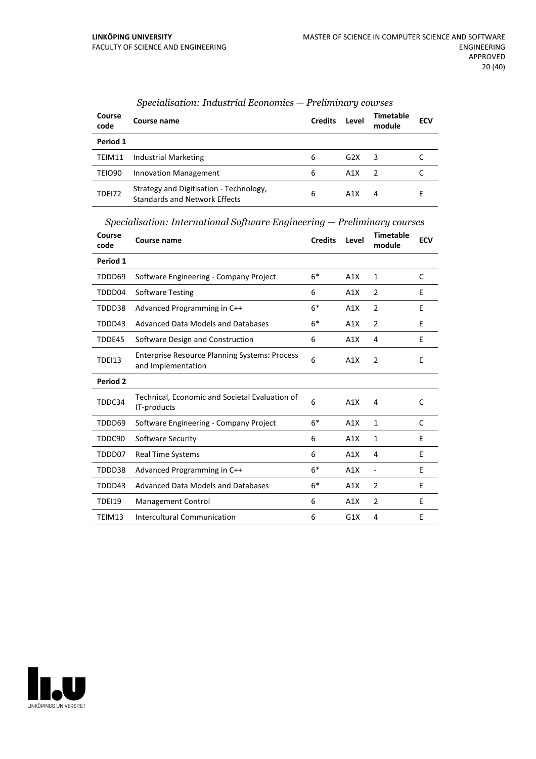*Specialisation: Industrial Economics — Preliminary courses*

| Course code | Course name | Credits | Level | Timetable module | ECV |
|---|---|---|---|---|---|
| **Period 1** | | | | | |
| TEIM11 | Industrial Marketing | 6 | G2X | 3 | C |
| TEIO90 | Innovation Management | 6 | A1X | 2 | C |
| TDEI72 | Strategy and Digitisation - Technology, Standards and Network Effects | 6 | A1X | 4 | E |

*Specialisation: International Software Engineering — Preliminary courses*

| Course code | Course name | Credits | Level | Timetable module | ECV |
|---|---|---|---|---|---|
| **Period 1** | | | | | |
| TDDD69 | Software Engineering - Company Project | 6* | A1X | 1 | C |
| TDDD04 | Software Testing | 6 | A1X | 2 | E |
| TDDD38 | Advanced Programming in C++ | 6* | A1X | 2 | E |
| TDDD43 | Advanced Data Models and Databases | 6* | A1X | 2 | E |
| TDDE45 | Software Design and Construction | 6 | A1X | 4 | E |
| TDEI13 | Enterprise Resource Planning Systems: Process and Implementation | 6 | A1X | 2 | E |
| **Period 2** | | | | | |
| TDDC34 | Technical, Economic and Societal Evaluation of IT-products | 6 | A1X | 4 | C |
| TDDD69 | Software Engineering - Company Project | 6* | A1X | 1 | C |
| TDDC90 | Software Security | 6 | A1X | 1 | E |
| TDDD07 | Real Time Systems | 6 | A1X | 4 | E |
| TDDD38 | Advanced Programming in C++ | 6* | A1X | - | E |
| TDDD43 | Advanced Data Models and Databases | 6* | A1X | 2 | E |
| TDEI19 | Management Control | 6 | A1X | 2 | E |
| TEIM13 | Intercultural Communication | 6 | G1X | 4 | E |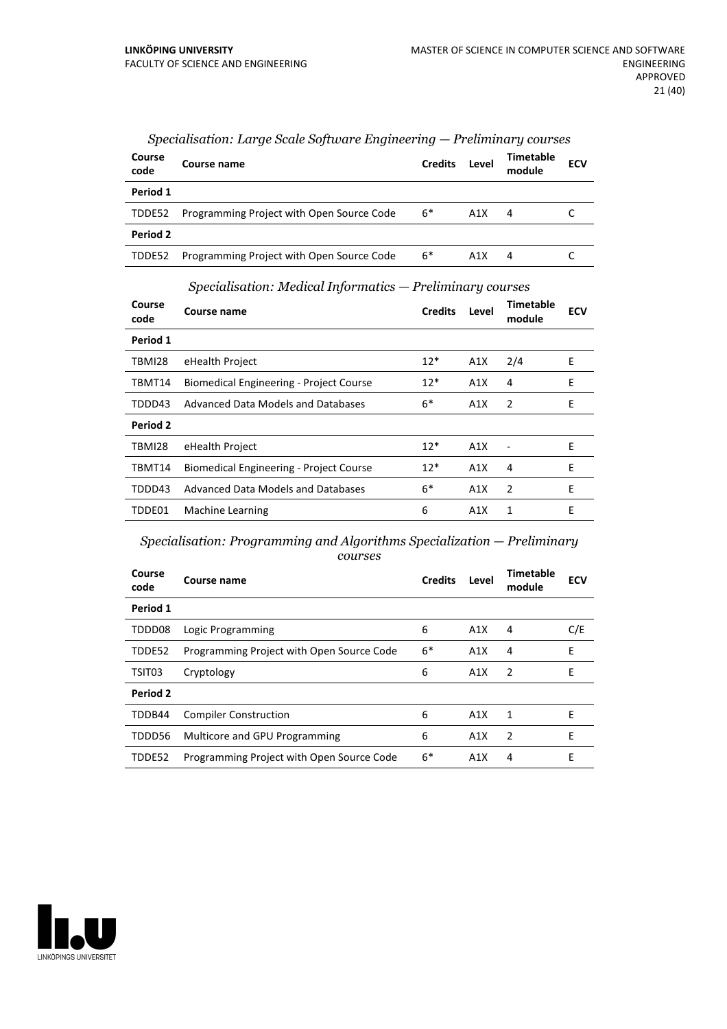*Specialisation: Large Scale Software Engineering — Preliminary courses*

| Course code | Course name | Credits | Level | Timetable module | ECV |
|---|---|---|---|---|---|
| **Period 1** | | | | | |
| TDDE52 | Programming Project with Open Source Code | 6* | A1X | 4 | C |
| **Period 2** | | | | | |
| TDDE52 | Programming Project with Open Source Code | 6* | A1X | 4 | C |

*Specialisation: Medical Informatics — Preliminary courses*

| Course code | Course name | Credits | Level | Timetable module | ECV |
|---|---|---|---|---|---|
| **Period 1** | | | | | |
| TBMI28 | eHealth Project | 12* | A1X | 2/4 | E |
| TBMT14 | Biomedical Engineering - Project Course | 12* | A1X | 4 | E |
| TDDD43 | Advanced Data Models and Databases | 6* | A1X | 2 | E |
| **Period 2** | | | | | |
| TBMI28 | eHealth Project | 12* | A1X | - | E |
| TBMT14 | Biomedical Engineering - Project Course | 12* | A1X | 4 | E |
| TDDD43 | Advanced Data Models and Databases | 6* | A1X | 2 | E |
| TDDE01 | Machine Learning | 6 | A1X | 1 | E |

*Specialisation: Programming and Algorithms Specialization — Preliminary courses*

| Course code | Course name | Credits | Level | Timetable module | ECV |
|---|---|---|---|---|---|
| **Period 1** | | | | | |
| TDDD08 | Logic Programming | 6 | A1X | 4 | C/E |
| TDDE52 | Programming Project with Open Source Code | 6* | A1X | 4 | E |
| TSIT03 | Cryptology | 6 | A1X | 2 | E |
| **Period 2** | | | | | |
| TDDB44 | Compiler Construction | 6 | A1X | 1 | E |
| TDDD56 | Multicore and GPU Programming | 6 | A1X | 2 | E |
| TDDE52 | Programming Project with Open Source Code | 6* | A1X | 4 | E |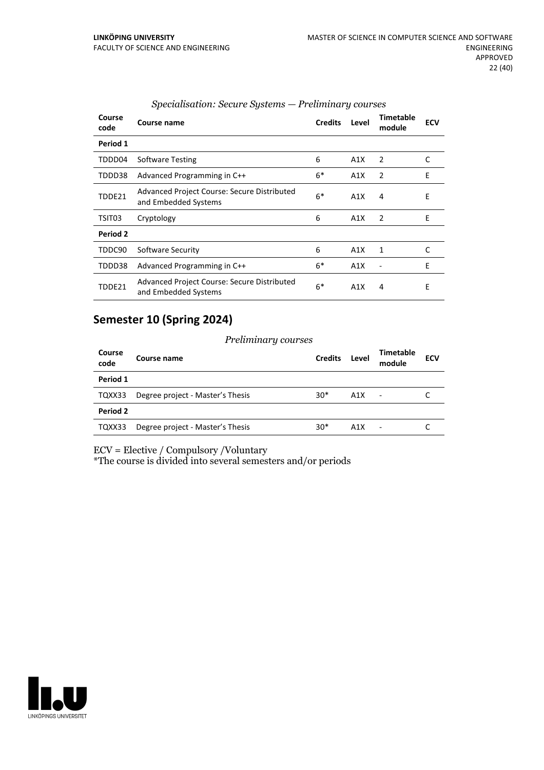*Specialisation: Secure Systems — Preliminary courses*

| Course code | Course name | Credits | Level | Timetable module | ECV |
|---|---|---|---|---|---|
| **Period 1** | | | | | |
| TDDD04 | Software Testing | 6 | A1X | 2 | C |
| TDDD38 | Advanced Programming in C++ | 6* | A1X | 2 | E |
| TDDE21 | Advanced Project Course: Secure Distributed and Embedded Systems | 6* | A1X | 4 | E |
| TSIT03 | Cryptology | 6 | A1X | 2 | E |
| **Period 2** | | | | | |
| TDDC90 | Software Security | 6 | A1X | 1 | C |
| TDDD38 | Advanced Programming in C++ | 6* | A1X | - | E |
| TDDE21 | Advanced Project Course: Secure Distributed and Embedded Systems | 6* | A1X | 4 | E |

## Semester 10 (Spring 2024)

*Preliminary courses*

| Course code | Course name | Credits | Level | Timetable module | ECV |
|---|---|---|---|---|---|
| **Period 1** | | | | | |
| TQXX33 | Degree project - Master's Thesis | 30* | A1X | - | C |
| **Period 2** | | | | | |
| TQXX33 | Degree project - Master's Thesis | 30* | A1X | - | C |

ECV = Elective / Compulsory /Voluntary
*The course is divided into several semesters and/or periods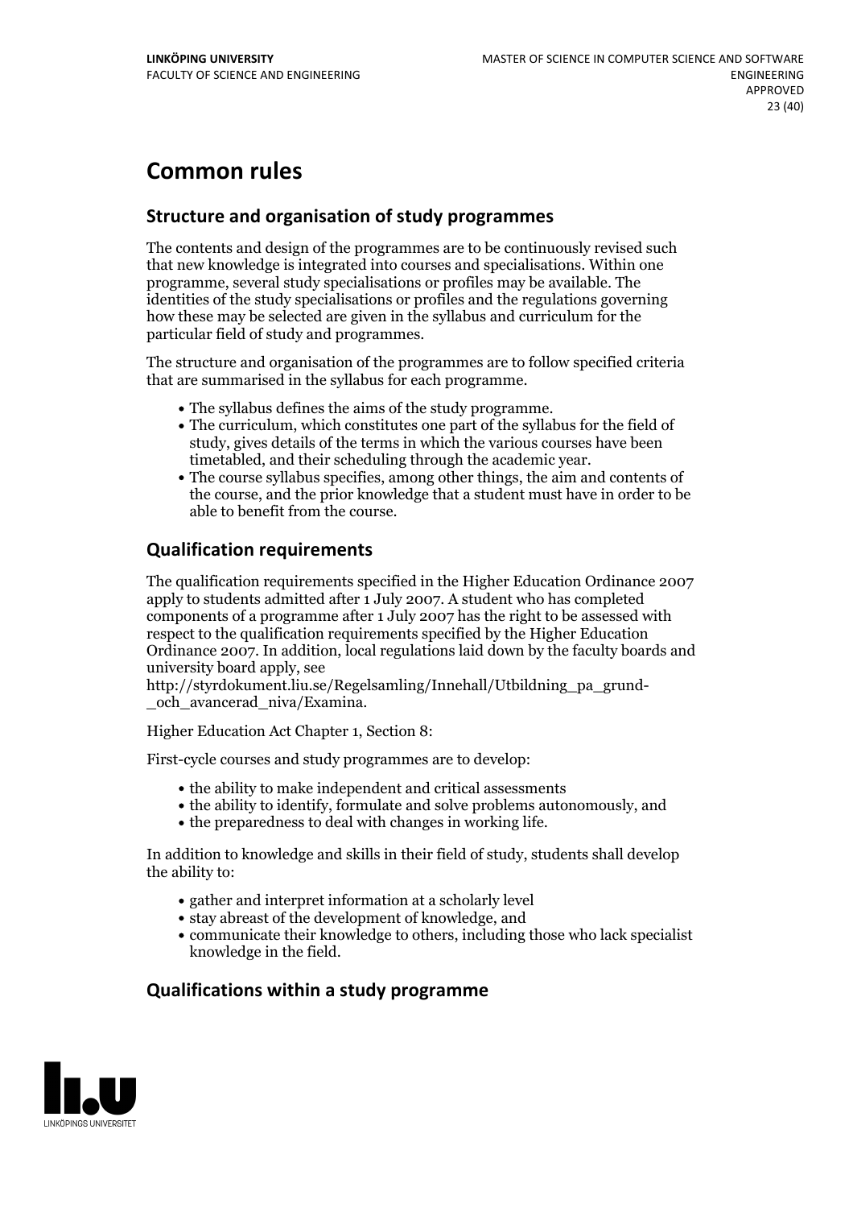# Common rules

## Structure and organisation of study programmes

The contents and design of the programmes are to be continuously revised such that new knowledge is integrated into courses and specialisations. Within one programme, several study specialisations or profiles may be available. The identities of the study specialisations or profiles and the regulations governing how these may be selected are given in the syllabus and curriculum for the particular field of study and programmes.

The structure and organisation of the programmes are to follow specified criteria that are summarised in the syllabus for each programme.

- The syllabus defines the aims of the study programme.
- The curriculum, which constitutes one part of the syllabus for the field of study, gives details of the terms in which the various courses have been timetabled, and their scheduling through the academic year.
- The course syllabus specifies, among other things, the aim and contents of the course, and the prior knowledge that a student must have in order to be able to benefit from the course.

## Qualification requirements

The qualification requirements specified in the Higher Education Ordinance 2007 apply to students admitted after 1 July 2007. A student who has completed components of a programme after 1 July 2007 has the right to be assessed with respect to the qualification requirements specified by the Higher Education Ordinance 2007. In addition, local regulations laid down by the faculty boards and university board apply, see http://styrdokument.liu.se/Regelsamling/Innehall/Utbildning_pa_grund-_och_avancerad_niva/Examina.

Higher Education Act Chapter 1, Section 8:

First-cycle courses and study programmes are to develop:

- the ability to make independent and critical assessments
- the ability to identify, formulate and solve problems autonomously, and
- the preparedness to deal with changes in working life.

In addition to knowledge and skills in their field of study, students shall develop the ability to:

- gather and interpret information at a scholarly level
- stay abreast of the development of knowledge, and
- communicate their knowledge to others, including those who lack specialist knowledge in the field.

## Qualifications within a study programme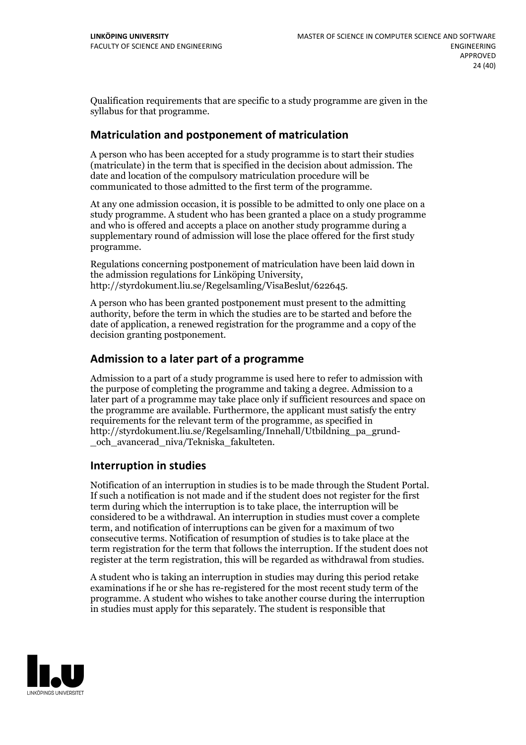Qualification requirements that are specific to a study programme are given in the syllabus for that programme.

## Matriculation and postponement of matriculation

A person who has been accepted for a study programme is to start their studies (matriculate) in the term that is specified in the decision about admission. The date and location of the compulsory matriculation procedure will be communicated to those admitted to the first term of the programme.

At any one admission occasion, it is possible to be admitted to only one place on a study programme. A student who has been granted a place on a study programme and who is offered and accepts a place on another study programme during a supplementary round of admission will lose the place offered for the first study programme.

Regulations concerning postponement of matriculation have been laid down in the admission regulations for Linköping University, http://styrdokument.liu.se/Regelsamling/VisaBeslut/622645.

A person who has been granted postponement must present to the admitting authority, before the term in which the studies are to be started and before the date of application, a renewed registration for the programme and a copy of the decision granting postponement.

## Admission to a later part of a programme

Admission to a part of a study programme is used here to refer to admission with the purpose of completing the programme and taking a degree. Admission to a later part of a programme may take place only if sufficient resources and space on the programme are available. Furthermore, the applicant must satisfy the entry requirements for the relevant term of the programme, as specified in http://styrdokument.liu.se/Regelsamling/Innehall/Utbildning_pa_grund-_och_avancerad_niva/Tekniska_fakulteten.

## Interruption in studies

Notification of an interruption in studies is to be made through the Student Portal. If such a notification is not made and if the student does not register for the first term during which the interruption is to take place, the interruption will be considered to be a withdrawal. An interruption in studies must cover a complete term, and notification of interruptions can be given for a maximum of two consecutive terms. Notification of resumption of studies is to take place at the term registration for the term that follows the interruption. If the student does not register at the term registration, this will be regarded as withdrawal from studies.

A student who is taking an interruption in studies may during this period retake examinations if he or she has re-registered for the most recent study term of the programme. A student who wishes to take another course during the interruption in studies must apply for this separately. The student is responsible that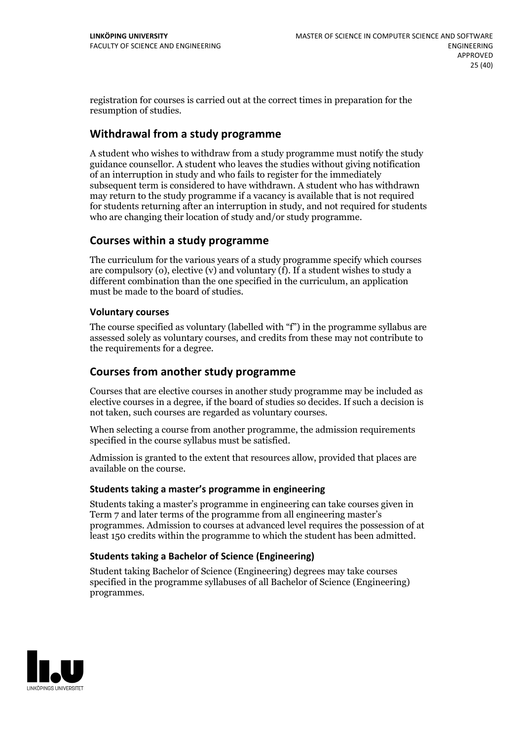registration for courses is carried out at the correct times in preparation for the resumption of studies.

## Withdrawal from a study programme

A student who wishes to withdraw from a study programme must notify the study guidance counsellor. A student who leaves the studies without giving notification of an interruption in study and who fails to register for the immediately subsequent term is considered to have withdrawn. A student who has withdrawn may return to the study programme if a vacancy is available that is not required for students returning after an interruption in study, and not required for students who are changing their location of study and/or study programme.

## Courses within a study programme

The curriculum for the various years of a study programme specify which courses are compulsory (o), elective (v) and voluntary (f). If a student wishes to study a different combination than the one specified in the curriculum, an application must be made to the board of studies.

### Voluntary courses

The course specified as voluntary (labelled with "f") in the programme syllabus are assessed solely as voluntary courses, and credits from these may not contribute to the requirements for a degree.

## Courses from another study programme

Courses that are elective courses in another study programme may be included as elective courses in a degree, if the board of studies so decides. If such a decision is not taken, such courses are regarded as voluntary courses.

When selecting a course from another programme, the admission requirements specified in the course syllabus must be satisfied.

Admission is granted to the extent that resources allow, provided that places are available on the course.

### Students taking a master's programme in engineering

Students taking a master's programme in engineering can take courses given in Term 7 and later terms of the programme from all engineering master's programmes. Admission to courses at advanced level requires the possession of at least 150 credits within the programme to which the student has been admitted.

### Students taking a Bachelor of Science (Engineering)

Student taking Bachelor of Science (Engineering) degrees may take courses specified in the programme syllabuses of all Bachelor of Science (Engineering) programmes.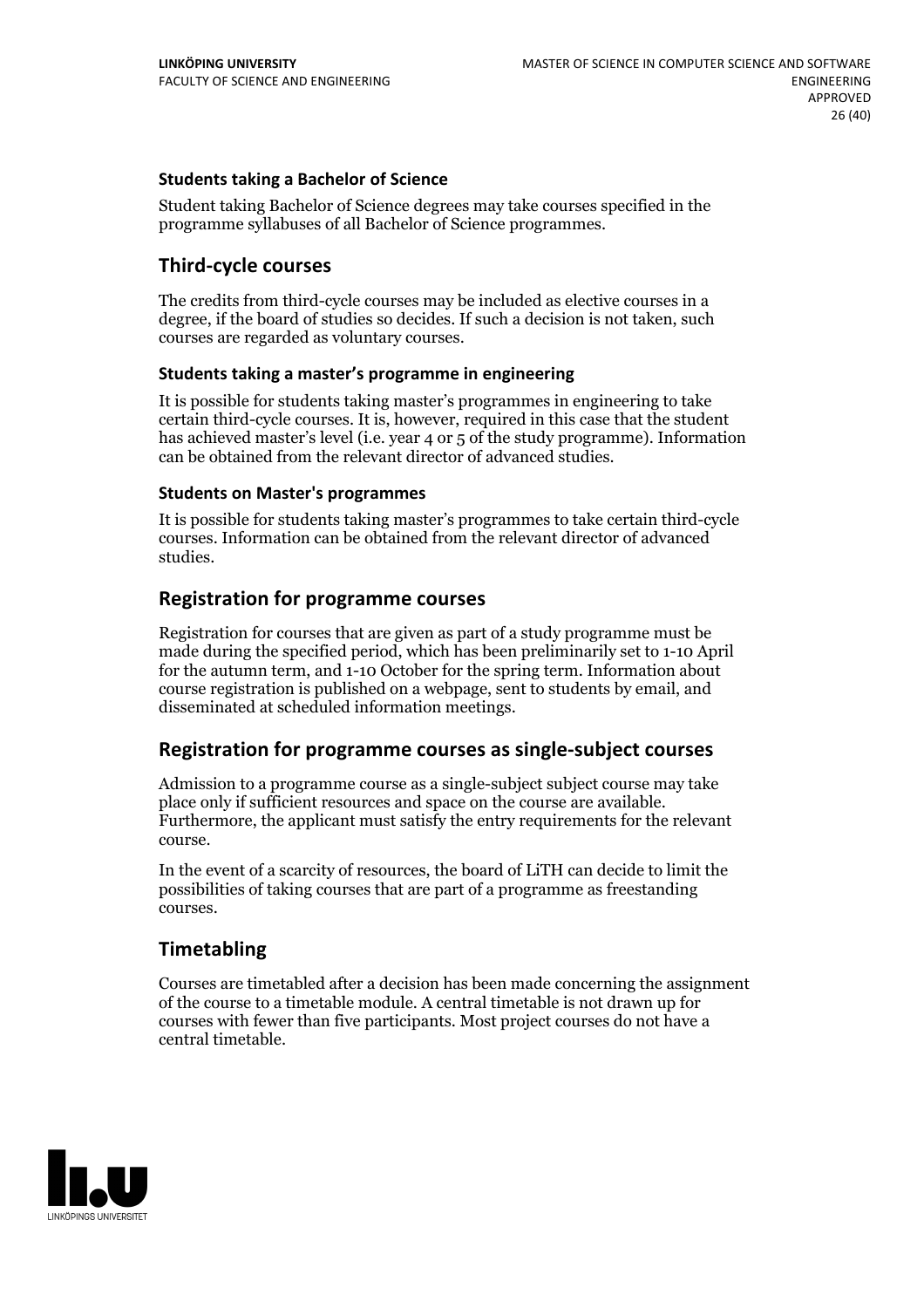### Students taking a Bachelor of Science

Student taking Bachelor of Science degrees may take courses specified in the programme syllabuses of all Bachelor of Science programmes.

## Third-cycle courses

The credits from third-cycle courses may be included as elective courses in a degree, if the board of studies so decides. If such a decision is not taken, such courses are regarded as voluntary courses.

### Students taking a master's programme in engineering

It is possible for students taking master's programmes in engineering to take certain third-cycle courses. It is, however, required in this case that the student has achieved master's level (i.e. year 4 or 5 of the study programme). Information can be obtained from the relevant director of advanced studies.

### Students on Master's programmes

It is possible for students taking master's programmes to take certain third-cycle courses. Information can be obtained from the relevant director of advanced studies.

## Registration for programme courses

Registration for courses that are given as part of a study programme must be made during the specified period, which has been preliminarily set to 1-10 April for the autumn term, and 1-10 October for the spring term. Information about course registration is published on a webpage, sent to students by email, and disseminated at scheduled information meetings.

## Registration for programme courses as single-subject courses

Admission to a programme course as a single-subject subject course may take place only if sufficient resources and space on the course are available. Furthermore, the applicant must satisfy the entry requirements for the relevant course.

In the event of a scarcity of resources, the board of LiTH can decide to limit the possibilities of taking courses that are part of a programme as freestanding courses.

## Timetabling

Courses are timetabled after a decision has been made concerning the assignment of the course to a timetable module. A central timetable is not drawn up for courses with fewer than five participants. Most project courses do not have a central timetable.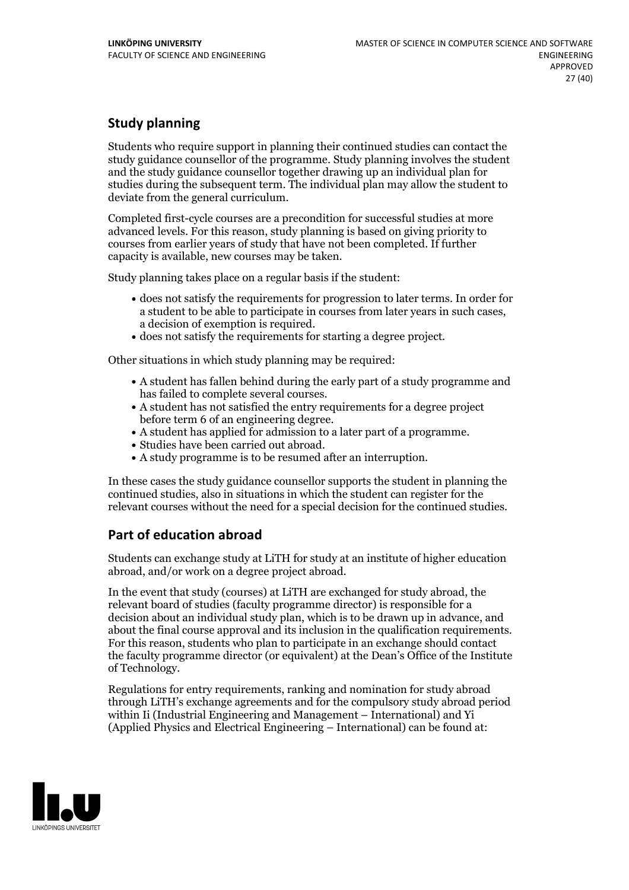## Study planning

Students who require support in planning their continued studies can contact the study guidance counsellor of the programme. Study planning involves the student and the study guidance counsellor together drawing up an individual plan for studies during the subsequent term. The individual plan may allow the student to deviate from the general curriculum.

Completed first-cycle courses are a precondition for successful studies at more advanced levels. For this reason, study planning is based on giving priority to courses from earlier years of study that have not been completed. If further capacity is available, new courses may be taken.

Study planning takes place on a regular basis if the student:

- does not satisfy the requirements for progression to later terms. In order for a student to be able to participate in courses from later years in such cases, a decision of exemption is required.
- does not satisfy the requirements for starting a degree project.

Other situations in which study planning may be required:

- A student has fallen behind during the early part of a study programme and has failed to complete several courses.
- A student has not satisfied the entry requirements for a degree project before term 6 of an engineering degree.
- A student has applied for admission to a later part of a programme.
- Studies have been carried out abroad.
- A study programme is to be resumed after an interruption.

In these cases the study guidance counsellor supports the student in planning the continued studies, also in situations in which the student can register for the relevant courses without the need for a special decision for the continued studies.

## Part of education abroad

Students can exchange study at LiTH for study at an institute of higher education abroad, and/or work on a degree project abroad.

In the event that study (courses) at LiTH are exchanged for study abroad, the relevant board of studies (faculty programme director) is responsible for a decision about an individual study plan, which is to be drawn up in advance, and about the final course approval and its inclusion in the qualification requirements. For this reason, students who plan to participate in an exchange should contact the faculty programme director (or equivalent) at the Dean's Office of the Institute of Technology.

Regulations for entry requirements, ranking and nomination for study abroad through LiTH's exchange agreements and for the compulsory study abroad period within Ii (Industrial Engineering and Management – International) and Yi (Applied Physics and Electrical Engineering – International) can be found at: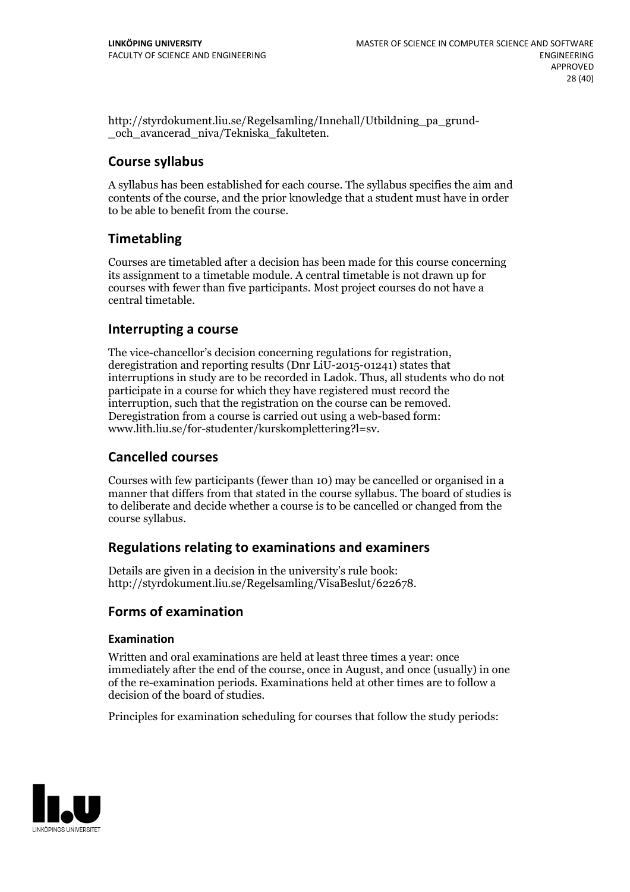http://styrdokument.liu.se/Regelsamling/Innehall/Utbildning_pa_grund-_och_avancerad_niva/Tekniska_fakulteten.

## Course syllabus

A syllabus has been established for each course. The syllabus specifies the aim and contents of the course, and the prior knowledge that a student must have in order to be able to benefit from the course.

## Timetabling

Courses are timetabled after a decision has been made for this course concerning its assignment to a timetable module. A central timetable is not drawn up for courses with fewer than five participants. Most project courses do not have a central timetable.

## Interrupting a course

The vice-chancellor's decision concerning regulations for registration, deregistration and reporting results (Dnr LiU-2015-01241) states that interruptions in study are to be recorded in Ladok. Thus, all students who do not participate in a course for which they have registered must record the interruption, such that the registration on the course can be removed. Deregistration from a course is carried out using a web-based form: www.lith.liu.se/for-studenter/kurskomplettering?l=sv.

## Cancelled courses

Courses with few participants (fewer than 10) may be cancelled or organised in a manner that differs from that stated in the course syllabus. The board of studies is to deliberate and decide whether a course is to be cancelled or changed from the course syllabus.

## Regulations relating to examinations and examiners

Details are given in a decision in the university's rule book: http://styrdokument.liu.se/Regelsamling/VisaBeslut/622678.

## Forms of examination

### Examination

Written and oral examinations are held at least three times a year: once immediately after the end of the course, once in August, and once (usually) in one of the re-examination periods. Examinations held at other times are to follow a decision of the board of studies.

Principles for examination scheduling for courses that follow the study periods: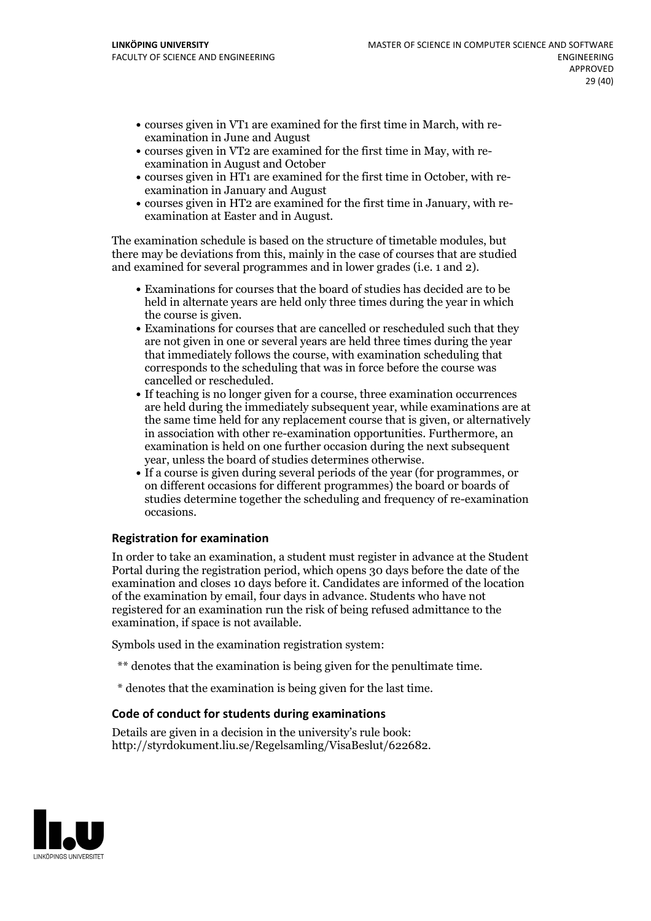- courses given in VT1 are examined for the first time in March, with re-examination in June and August
- courses given in VT2 are examined for the first time in May, with re-examination in August and October
- courses given in HT1 are examined for the first time in October, with re-examination in January and August
- courses given in HT2 are examined for the first time in January, with re-examination at Easter and in August.

The examination schedule is based on the structure of timetable modules, but there may be deviations from this, mainly in the case of courses that are studied and examined for several programmes and in lower grades (i.e. 1 and 2).

- Examinations for courses that the board of studies has decided are to be held in alternate years are held only three times during the year in which the course is given.
- Examinations for courses that are cancelled or rescheduled such that they are not given in one or several years are held three times during the year that immediately follows the course, with examination scheduling that corresponds to the scheduling that was in force before the course was cancelled or rescheduled.
- If teaching is no longer given for a course, three examination occurrences are held during the immediately subsequent year, while examinations are at the same time held for any replacement course that is given, or alternatively in association with other re-examination opportunities. Furthermore, an examination is held on one further occasion during the next subsequent year, unless the board of studies determines otherwise.
- If a course is given during several periods of the year (for programmes, or on different occasions for different programmes) the board or boards of studies determine together the scheduling and frequency of re-examination occasions.

### Registration for examination

In order to take an examination, a student must register in advance at the Student Portal during the registration period, which opens 30 days before the date of the examination and closes 10 days before it. Candidates are informed of the location of the examination by email, four days in advance. Students who have not registered for an examination run the risk of being refused admittance to the examination, if space is not available.

Symbols used in the examination registration system:

** denotes that the examination is being given for the penultimate time.

* denotes that the examination is being given for the last time.

### Code of conduct for students during examinations

Details are given in a decision in the university's rule book: http://styrdokument.liu.se/Regelsamling/VisaBeslut/622682.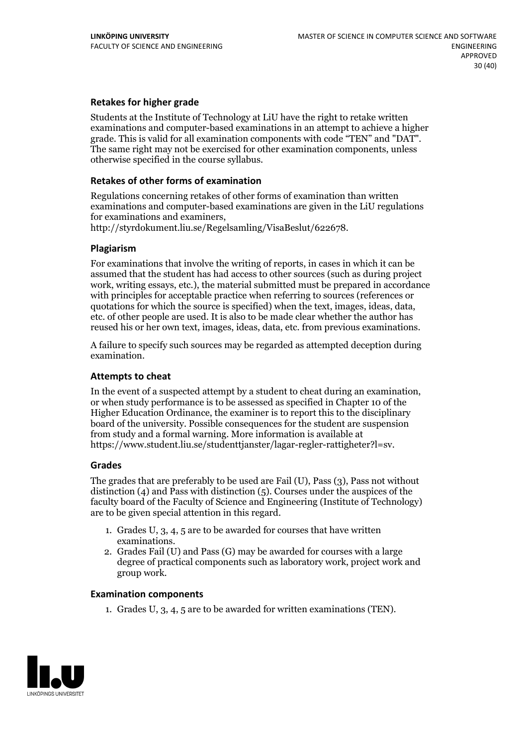### Retakes for higher grade

Students at the Institute of Technology at LiU have the right to retake written examinations and computer-based examinations in an attempt to achieve a higher grade. This is valid for all examination components with code "TEN" and "DAT". The same right may not be exercised for other examination components, unless otherwise specified in the course syllabus.

### Retakes of other forms of examination

Regulations concerning retakes of other forms of examination than written examinations and computer-based examinations are given in the LiU regulations for examinations and examiners, http://styrdokument.liu.se/Regelsamling/VisaBeslut/622678.

### Plagiarism

For examinations that involve the writing of reports, in cases in which it can be assumed that the student has had access to other sources (such as during project work, writing essays, etc.), the material submitted must be prepared in accordance with principles for acceptable practice when referring to sources (references or quotations for which the source is specified) when the text, images, ideas, data, etc. of other people are used. It is also to be made clear whether the author has reused his or her own text, images, ideas, data, etc. from previous examinations.

A failure to specify such sources may be regarded as attempted deception during examination.

### Attempts to cheat

In the event of a suspected attempt by a student to cheat during an examination, or when study performance is to be assessed as specified in Chapter 10 of the Higher Education Ordinance, the examiner is to report this to the disciplinary board of the university. Possible consequences for the student are suspension from study and a formal warning. More information is available at https://www.student.liu.se/studenttjanster/lagar-regler-rattigheter?l=sv.

### Grades

The grades that are preferably to be used are Fail (U), Pass (3), Pass not without distinction (4) and Pass with distinction (5). Courses under the auspices of the faculty board of the Faculty of Science and Engineering (Institute of Technology) are to be given special attention in this regard.

1. Grades U, 3, 4, 5 are to be awarded for courses that have written examinations.
2. Grades Fail (U) and Pass (G) may be awarded for courses with a large degree of practical components such as laboratory work, project work and group work.

### Examination components

1. Grades U, 3, 4, 5 are to be awarded for written examinations (TEN).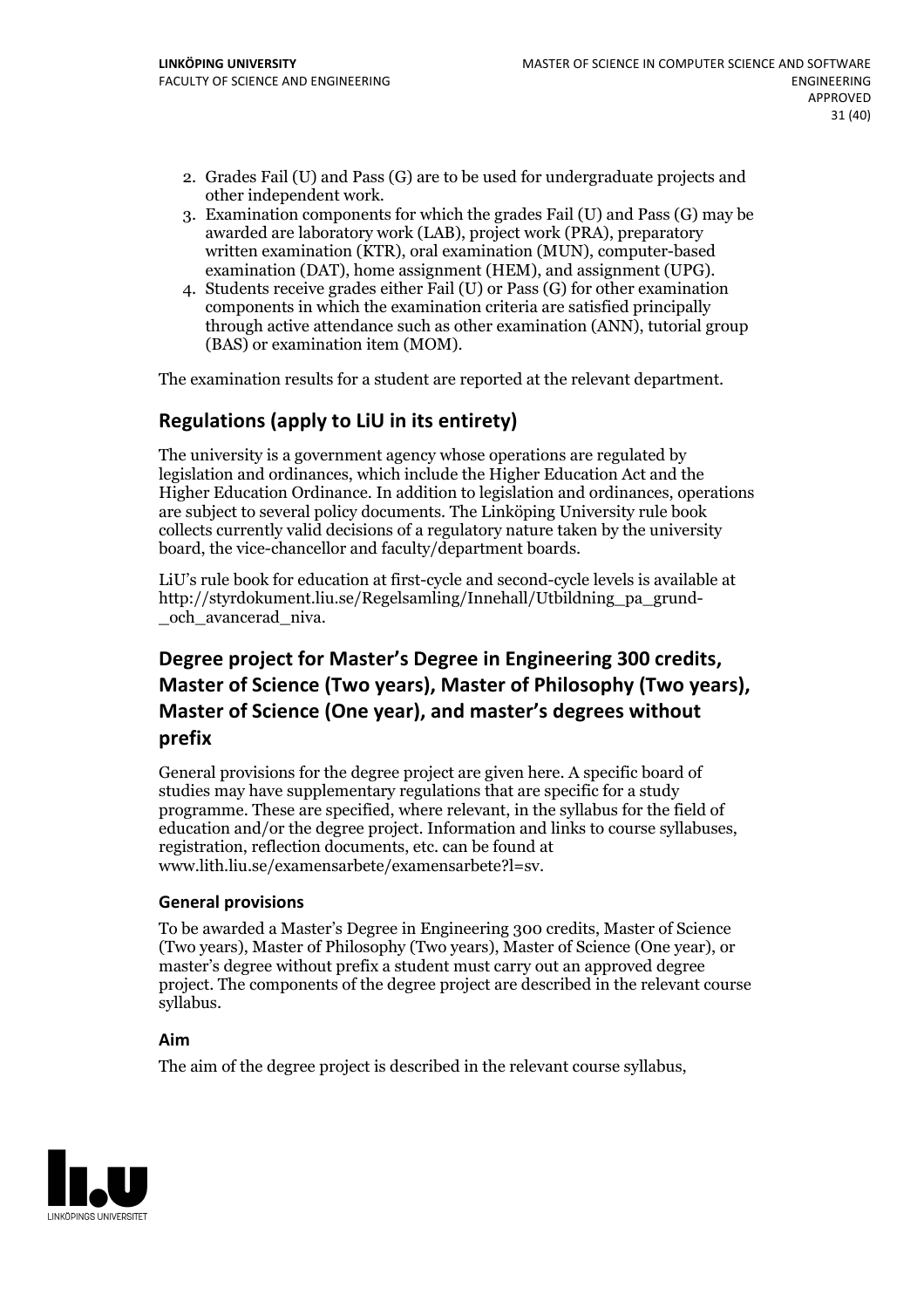2. Grades Fail (U) and Pass (G) are to be used for undergraduate projects and other independent work.
3. Examination components for which the grades Fail (U) and Pass (G) may be awarded are laboratory work (LAB), project work (PRA), preparatory written examination (KTR), oral examination (MUN), computer-based examination (DAT), home assignment (HEM), and assignment (UPG).
4. Students receive grades either Fail (U) or Pass (G) for other examination components in which the examination criteria are satisfied principally through active attendance such as other examination (ANN), tutorial group (BAS) or examination item (MOM).

The examination results for a student are reported at the relevant department.

## Regulations (apply to LiU in its entirety)

The university is a government agency whose operations are regulated by legislation and ordinances, which include the Higher Education Act and the Higher Education Ordinance. In addition to legislation and ordinances, operations are subject to several policy documents. The Linköping University rule book collects currently valid decisions of a regulatory nature taken by the university board, the vice-chancellor and faculty/department boards.

LiU's rule book for education at first-cycle and second-cycle levels is available at http://styrdokument.liu.se/Regelsamling/Innehall/Utbildning_pa_grund-_och_avancerad_niva.

## Degree project for Master's Degree in Engineering 300 credits, Master of Science (Two years), Master of Philosophy (Two years), Master of Science (One year), and master's degrees without prefix

General provisions for the degree project are given here. A specific board of studies may have supplementary regulations that are specific for a study programme. These are specified, where relevant, in the syllabus for the field of education and/or the degree project. Information and links to course syllabuses, registration, reflection documents, etc. can be found at www.lith.liu.se/examensarbete/examensarbete?l=sv.

### General provisions

To be awarded a Master's Degree in Engineering 300 credits, Master of Science (Two years), Master of Philosophy (Two years), Master of Science (One year), or master's degree without prefix a student must carry out an approved degree project. The components of the degree project are described in the relevant course syllabus.

### Aim

The aim of the degree project is described in the relevant course syllabus,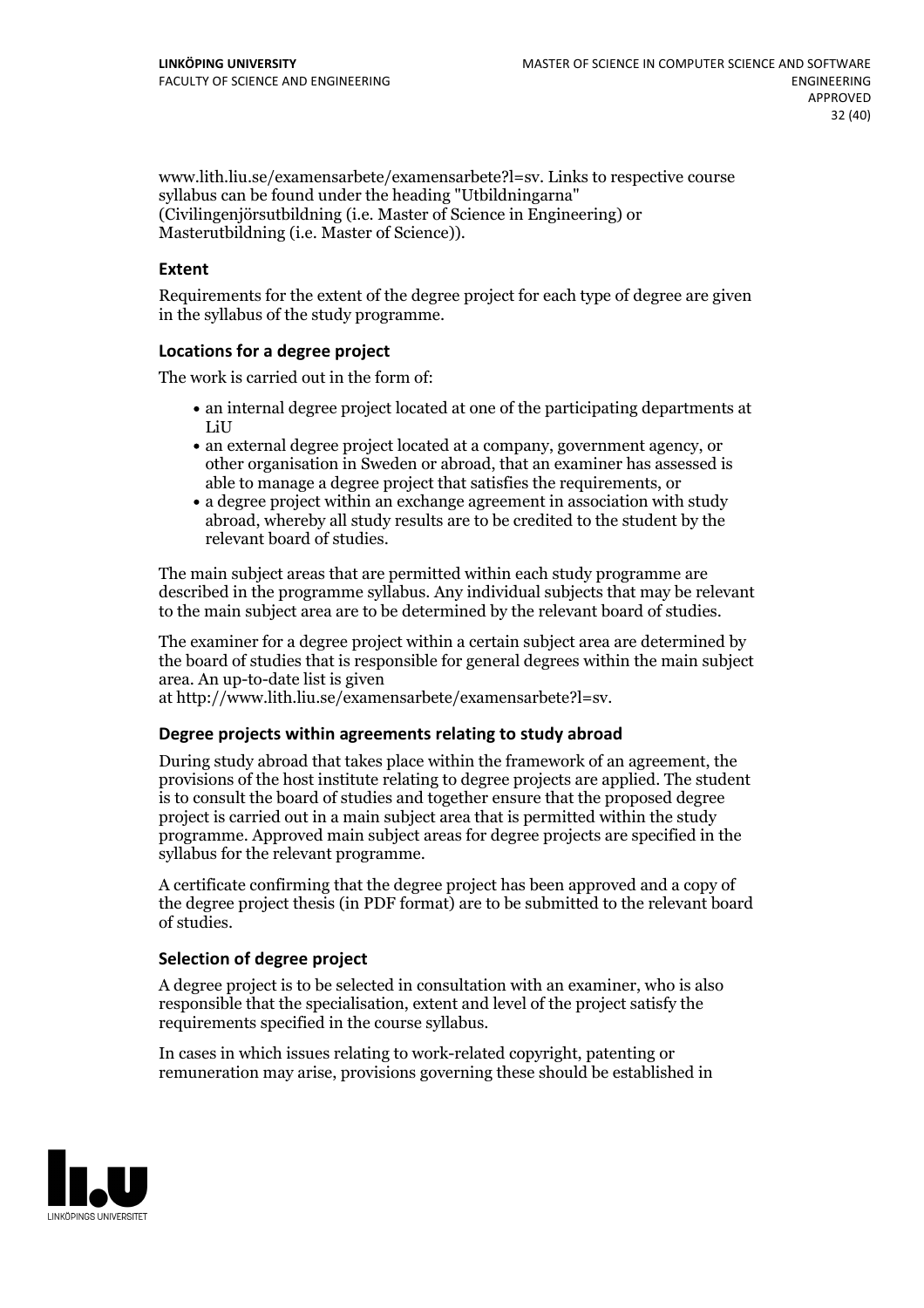www.lith.liu.se/examensarbete/examensarbete?l=sv. Links to respective course syllabus can be found under the heading "Utbildningarna" (Civilingenjörsutbildning (i.e. Master of Science in Engineering) or Masterutbildning (i.e. Master of Science)).

### Extent

Requirements for the extent of the degree project for each type of degree are given in the syllabus of the study programme.

### Locations for a degree project

The work is carried out in the form of:

- an internal degree project located at one of the participating departments at LiU
- an external degree project located at a company, government agency, or other organisation in Sweden or abroad, that an examiner has assessed is able to manage a degree project that satisfies the requirements, or
- a degree project within an exchange agreement in association with study abroad, whereby all study results are to be credited to the student by the relevant board of studies.

The main subject areas that are permitted within each study programme are described in the programme syllabus. Any individual subjects that may be relevant to the main subject area are to be determined by the relevant board of studies.

The examiner for a degree project within a certain subject area are determined by the board of studies that is responsible for general degrees within the main subject area. An up-to-date list is given at http://www.lith.liu.se/examensarbete/examensarbete?l=sv.

### Degree projects within agreements relating to study abroad

During study abroad that takes place within the framework of an agreement, the provisions of the host institute relating to degree projects are applied. The student is to consult the board of studies and together ensure that the proposed degree project is carried out in a main subject area that is permitted within the study programme. Approved main subject areas for degree projects are specified in the syllabus for the relevant programme.

A certificate confirming that the degree project has been approved and a copy of the degree project thesis (in PDF format) are to be submitted to the relevant board of studies.

### Selection of degree project

A degree project is to be selected in consultation with an examiner, who is also responsible that the specialisation, extent and level of the project satisfy the requirements specified in the course syllabus.

In cases in which issues relating to work-related copyright, patenting or remuneration may arise, provisions governing these should be established in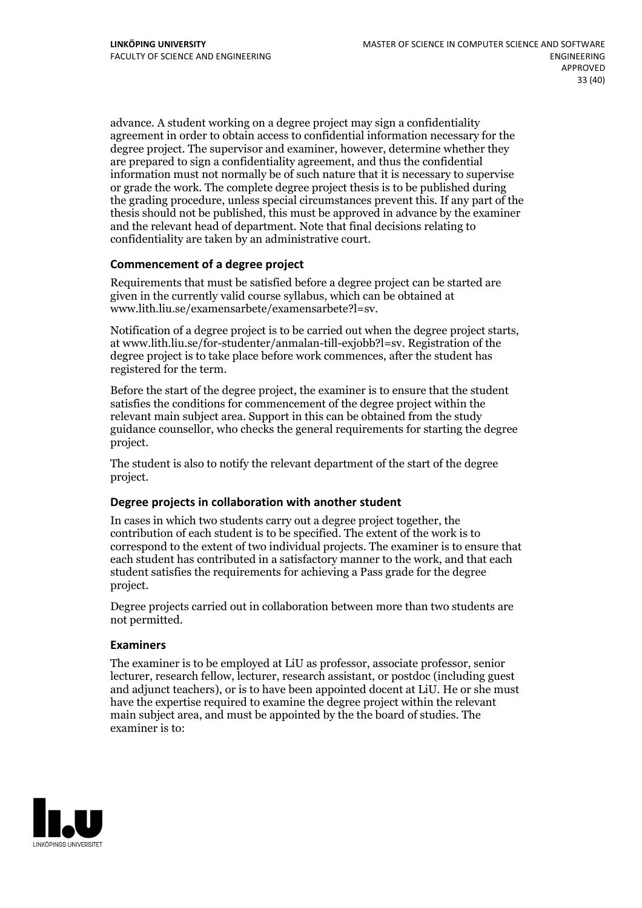advance. A student working on a degree project may sign a confidentiality agreement in order to obtain access to confidential information necessary for the degree project. The supervisor and examiner, however, determine whether they are prepared to sign a confidentiality agreement, and thus the confidential information must not normally be of such nature that it is necessary to supervise or grade the work. The complete degree project thesis is to be published during the grading procedure, unless special circumstances prevent this. If any part of the thesis should not be published, this must be approved in advance by the examiner and the relevant head of department. Note that final decisions relating to confidentiality are taken by an administrative court.

### Commencement of a degree project

Requirements that must be satisfied before a degree project can be started are given in the currently valid course syllabus, which can be obtained at www.lith.liu.se/examensarbete/examensarbete?l=sv.

Notification of a degree project is to be carried out when the degree project starts, at www.lith.liu.se/for-studenter/anmalan-till-exjobb?l=sv. Registration of the degree project is to take place before work commences, after the student has registered for the term.

Before the start of the degree project, the examiner is to ensure that the student satisfies the conditions for commencement of the degree project within the relevant main subject area. Support in this can be obtained from the study guidance counsellor, who checks the general requirements for starting the degree project.

The student is also to notify the relevant department of the start of the degree project.

### Degree projects in collaboration with another student

In cases in which two students carry out a degree project together, the contribution of each student is to be specified. The extent of the work is to correspond to the extent of two individual projects. The examiner is to ensure that each student has contributed in a satisfactory manner to the work, and that each student satisfies the requirements for achieving a Pass grade for the degree project.

Degree projects carried out in collaboration between more than two students are not permitted.

### Examiners

The examiner is to be employed at LiU as professor, associate professor, senior lecturer, research fellow, lecturer, research assistant, or postdoc (including guest and adjunct teachers), or is to have been appointed docent at LiU. He or she must have the expertise required to examine the degree project within the relevant main subject area, and must be appointed by the the board of studies. The examiner is to: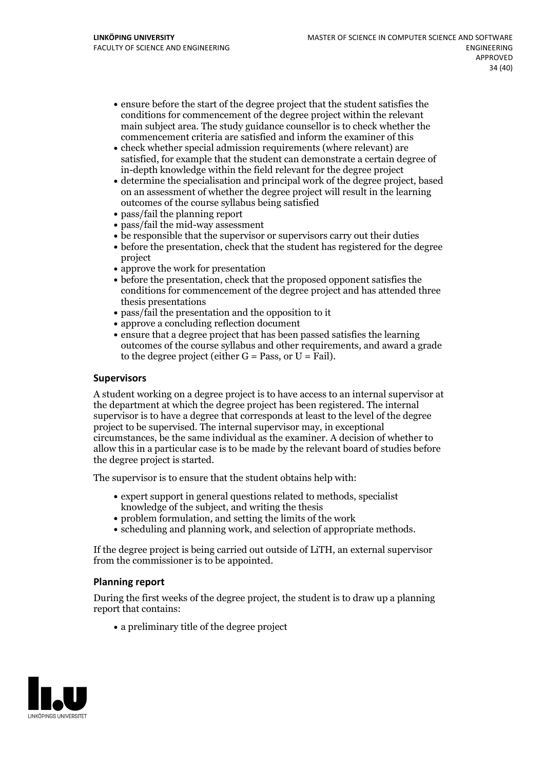- ensure before the start of the degree project that the student satisfies the conditions for commencement of the degree project within the relevant main subject area. The study guidance counsellor is to check whether the commencement criteria are satisfied and inform the examiner of this
- check whether special admission requirements (where relevant) are satisfied, for example that the student can demonstrate a certain degree of in-depth knowledge within the field relevant for the degree project
- determine the specialisation and principal work of the degree project, based on an assessment of whether the degree project will result in the learning outcomes of the course syllabus being satisfied
- pass/fail the planning report
- pass/fail the mid-way assessment
- be responsible that the supervisor or supervisors carry out their duties
- before the presentation, check that the student has registered for the degree project
- approve the work for presentation
- before the presentation, check that the proposed opponent satisfies the conditions for commencement of the degree project and has attended three thesis presentations
- pass/fail the presentation and the opposition to it
- approve a concluding reflection document
- ensure that a degree project that has been passed satisfies the learning outcomes of the course syllabus and other requirements, and award a grade to the degree project (either G = Pass, or U = Fail).

### Supervisors

A student working on a degree project is to have access to an internal supervisor at the department at which the degree project has been registered. The internal supervisor is to have a degree that corresponds at least to the level of the degree project to be supervised. The internal supervisor may, in exceptional circumstances, be the same individual as the examiner. A decision of whether to allow this in a particular case is to be made by the relevant board of studies before the degree project is started.

The supervisor is to ensure that the student obtains help with:

- expert support in general questions related to methods, specialist knowledge of the subject, and writing the thesis
- problem formulation, and setting the limits of the work
- scheduling and planning work, and selection of appropriate methods.

If the degree project is being carried out outside of LiTH, an external supervisor from the commissioner is to be appointed.

### Planning report

During the first weeks of the degree project, the student is to draw up a planning report that contains:

- a preliminary title of the degree project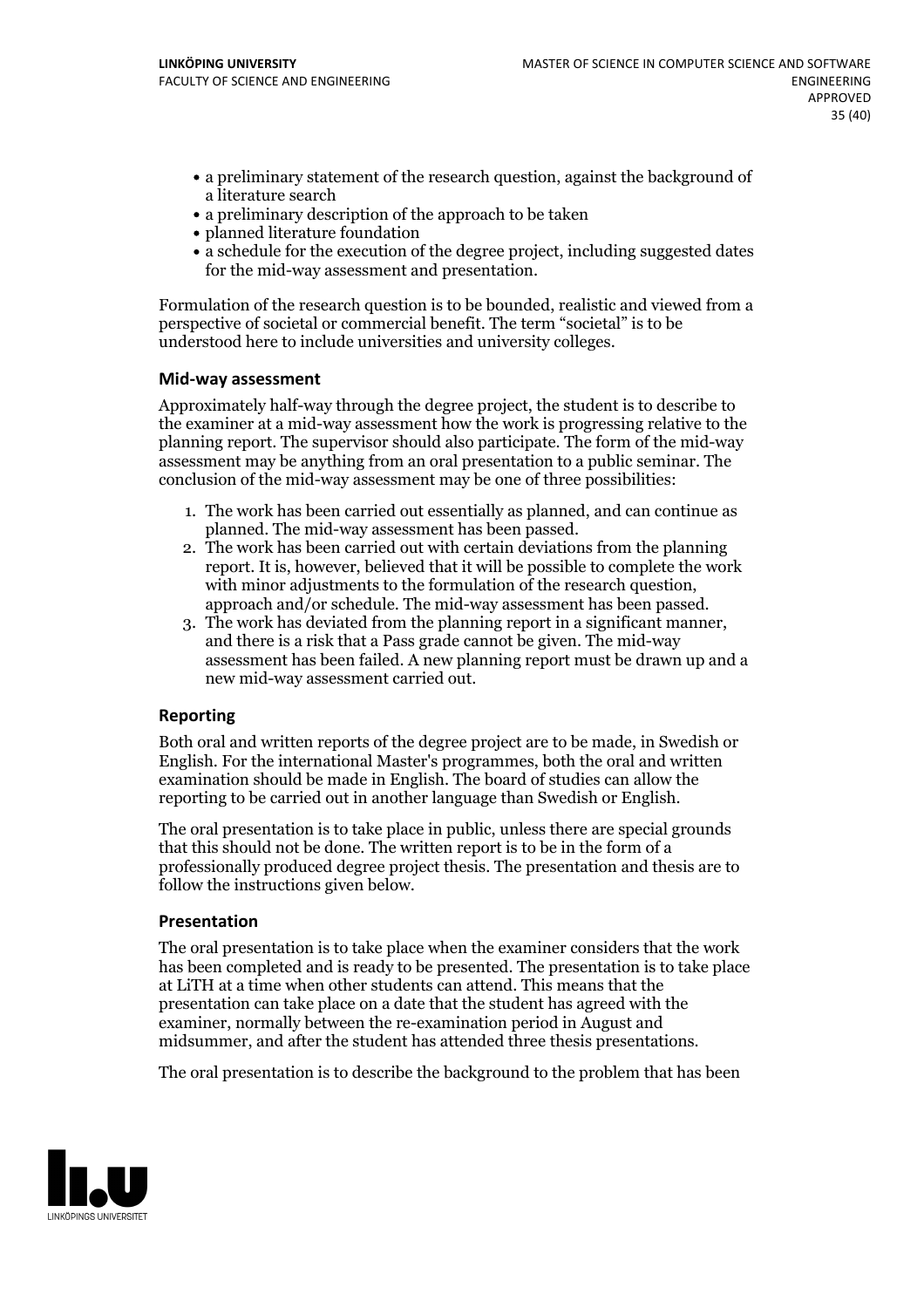- a preliminary statement of the research question, against the background of a literature search
- a preliminary description of the approach to be taken
- planned literature foundation
- a schedule for the execution of the degree project, including suggested dates for the mid-way assessment and presentation.

Formulation of the research question is to be bounded, realistic and viewed from a perspective of societal or commercial benefit. The term "societal" is to be understood here to include universities and university colleges.

### Mid-way assessment

Approximately half-way through the degree project, the student is to describe to the examiner at a mid-way assessment how the work is progressing relative to the planning report. The supervisor should also participate. The form of the mid-way assessment may be anything from an oral presentation to a public seminar. The conclusion of the mid-way assessment may be one of three possibilities:

1. The work has been carried out essentially as planned, and can continue as planned. The mid-way assessment has been passed.
2. The work has been carried out with certain deviations from the planning report. It is, however, believed that it will be possible to complete the work with minor adjustments to the formulation of the research question, approach and/or schedule. The mid-way assessment has been passed.
3. The work has deviated from the planning report in a significant manner, and there is a risk that a Pass grade cannot be given. The mid-way assessment has been failed. A new planning report must be drawn up and a new mid-way assessment carried out.

### Reporting

Both oral and written reports of the degree project are to be made, in Swedish or English. For the international Master's programmes, both the oral and written examination should be made in English. The board of studies can allow the reporting to be carried out in another language than Swedish or English.

The oral presentation is to take place in public, unless there are special grounds that this should not be done. The written report is to be in the form of a professionally produced degree project thesis. The presentation and thesis are to follow the instructions given below.

### Presentation

The oral presentation is to take place when the examiner considers that the work has been completed and is ready to be presented. The presentation is to take place at LiTH at a time when other students can attend. This means that the presentation can take place on a date that the student has agreed with the examiner, normally between the re-examination period in August and midsummer, and after the student has attended three thesis presentations.

The oral presentation is to describe the background to the problem that has been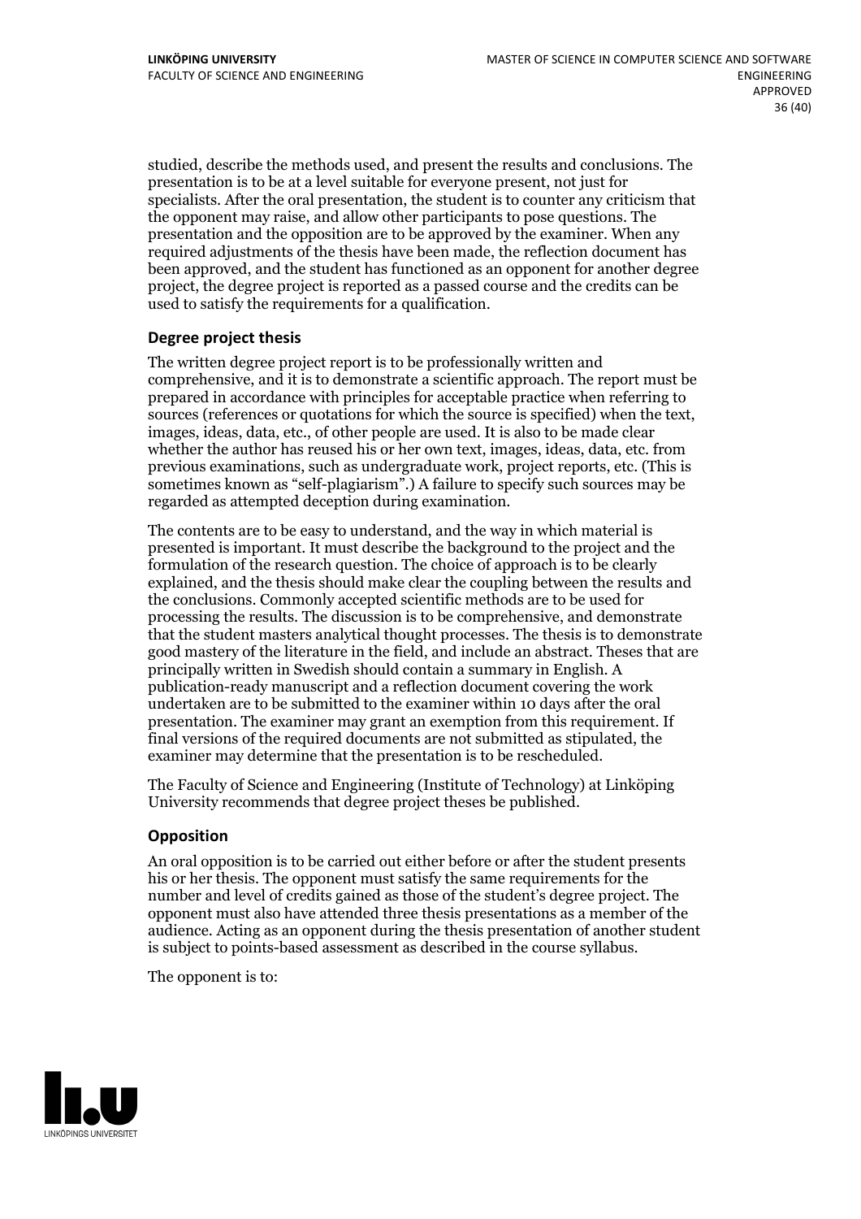studied, describe the methods used, and present the results and conclusions. The presentation is to be at a level suitable for everyone present, not just for specialists. After the oral presentation, the student is to counter any criticism that the opponent may raise, and allow other participants to pose questions. The presentation and the opposition are to be approved by the examiner. When any required adjustments of the thesis have been made, the reflection document has been approved, and the student has functioned as an opponent for another degree project, the degree project is reported as a passed course and the credits can be used to satisfy the requirements for a qualification.

### Degree project thesis

The written degree project report is to be professionally written and comprehensive, and it is to demonstrate a scientific approach. The report must be prepared in accordance with principles for acceptable practice when referring to sources (references or quotations for which the source is specified) when the text, images, ideas, data, etc., of other people are used. It is also to be made clear whether the author has reused his or her own text, images, ideas, data, etc. from previous examinations, such as undergraduate work, project reports, etc. (This is sometimes known as "self-plagiarism".) A failure to specify such sources may be regarded as attempted deception during examination.

The contents are to be easy to understand, and the way in which material is presented is important. It must describe the background to the project and the formulation of the research question. The choice of approach is to be clearly explained, and the thesis should make clear the coupling between the results and the conclusions. Commonly accepted scientific methods are to be used for processing the results. The discussion is to be comprehensive, and demonstrate that the student masters analytical thought processes. The thesis is to demonstrate good mastery of the literature in the field, and include an abstract. Theses that are principally written in Swedish should contain a summary in English. A publication-ready manuscript and a reflection document covering the work undertaken are to be submitted to the examiner within 10 days after the oral presentation. The examiner may grant an exemption from this requirement. If final versions of the required documents are not submitted as stipulated, the examiner may determine that the presentation is to be rescheduled.

The Faculty of Science and Engineering (Institute of Technology) at Linköping University recommends that degree project theses be published.

### Opposition

An oral opposition is to be carried out either before or after the student presents his or her thesis. The opponent must satisfy the same requirements for the number and level of credits gained as those of the student's degree project. The opponent must also have attended three thesis presentations as a member of the audience. Acting as an opponent during the thesis presentation of another student is subject to points-based assessment as described in the course syllabus.

The opponent is to: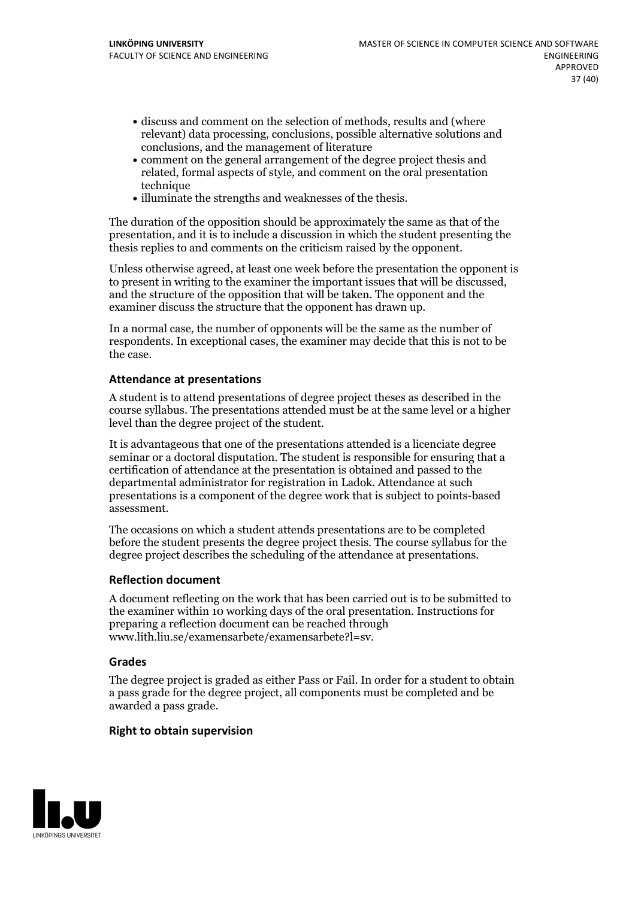- discuss and comment on the selection of methods, results and (where relevant) data processing, conclusions, possible alternative solutions and conclusions, and the management of literature
- comment on the general arrangement of the degree project thesis and related, formal aspects of style, and comment on the oral presentation technique
- illuminate the strengths and weaknesses of the thesis.

The duration of the opposition should be approximately the same as that of the presentation, and it is to include a discussion in which the student presenting the thesis replies to and comments on the criticism raised by the opponent.

Unless otherwise agreed, at least one week before the presentation the opponent is to present in writing to the examiner the important issues that will be discussed, and the structure of the opposition that will be taken. The opponent and the examiner discuss the structure that the opponent has drawn up.

In a normal case, the number of opponents will be the same as the number of respondents. In exceptional cases, the examiner may decide that this is not to be the case.

#### Attendance at presentations

A student is to attend presentations of degree project theses as described in the course syllabus. The presentations attended must be at the same level or a higher level than the degree project of the student.

It is advantageous that one of the presentations attended is a licenciate degree seminar or a doctoral disputation. The student is responsible for ensuring that a certification of attendance at the presentation is obtained and passed to the departmental administrator for registration in Ladok. Attendance at such presentations is a component of the degree work that is subject to points-based assessment.

The occasions on which a student attends presentations are to be completed before the student presents the degree project thesis. The course syllabus for the degree project describes the scheduling of the attendance at presentations.

#### Reflection document

A document reflecting on the work that has been carried out is to be submitted to the examiner within 10 working days of the oral presentation. Instructions for preparing a reflection document can be reached through www.lith.liu.se/examensarbete/examensarbete?l=sv.

#### Grades

The degree project is graded as either Pass or Fail. In order for a student to obtain a pass grade for the degree project, all components must be completed and be awarded a pass grade.

#### Right to obtain supervision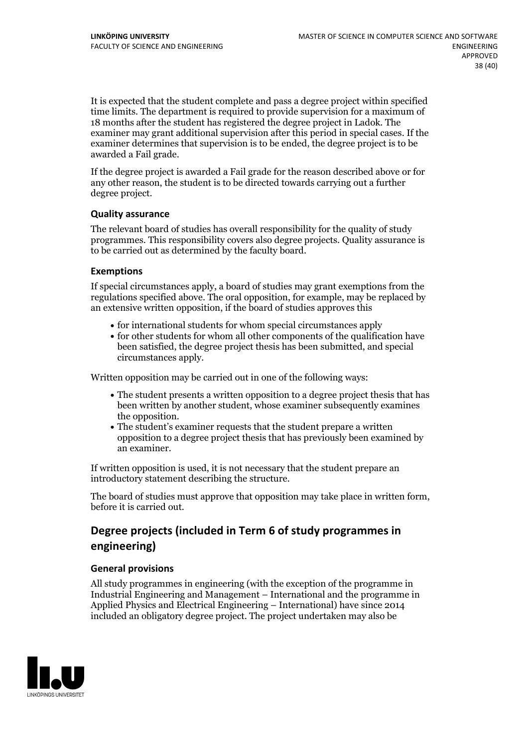It is expected that the student complete and pass a degree project within specified time limits. The department is required to provide supervision for a maximum of 18 months after the student has registered the degree project in Ladok. The examiner may grant additional supervision after this period in special cases. If the examiner determines that supervision is to be ended, the degree project is to be awarded a Fail grade.

If the degree project is awarded a Fail grade for the reason described above or for any other reason, the student is to be directed towards carrying out a further degree project.

### Quality assurance

The relevant board of studies has overall responsibility for the quality of study programmes. This responsibility covers also degree projects. Quality assurance is to be carried out as determined by the faculty board.

### Exemptions

If special circumstances apply, a board of studies may grant exemptions from the regulations specified above. The oral opposition, for example, may be replaced by an extensive written opposition, if the board of studies approves this

- for international students for whom special circumstances apply
- for other students for whom all other components of the qualification have been satisfied, the degree project thesis has been submitted, and special circumstances apply.

Written opposition may be carried out in one of the following ways:

- The student presents a written opposition to a degree project thesis that has been written by another student, whose examiner subsequently examines the opposition.
- The student's examiner requests that the student prepare a written opposition to a degree project thesis that has previously been examined by an examiner.

If written opposition is used, it is not necessary that the student prepare an introductory statement describing the structure.

The board of studies must approve that opposition may take place in written form, before it is carried out.

## Degree projects (included in Term 6 of study programmes in engineering)

### General provisions

All study programmes in engineering (with the exception of the programme in Industrial Engineering and Management – International and the programme in Applied Physics and Electrical Engineering – International) have since 2014 included an obligatory degree project. The project undertaken may also be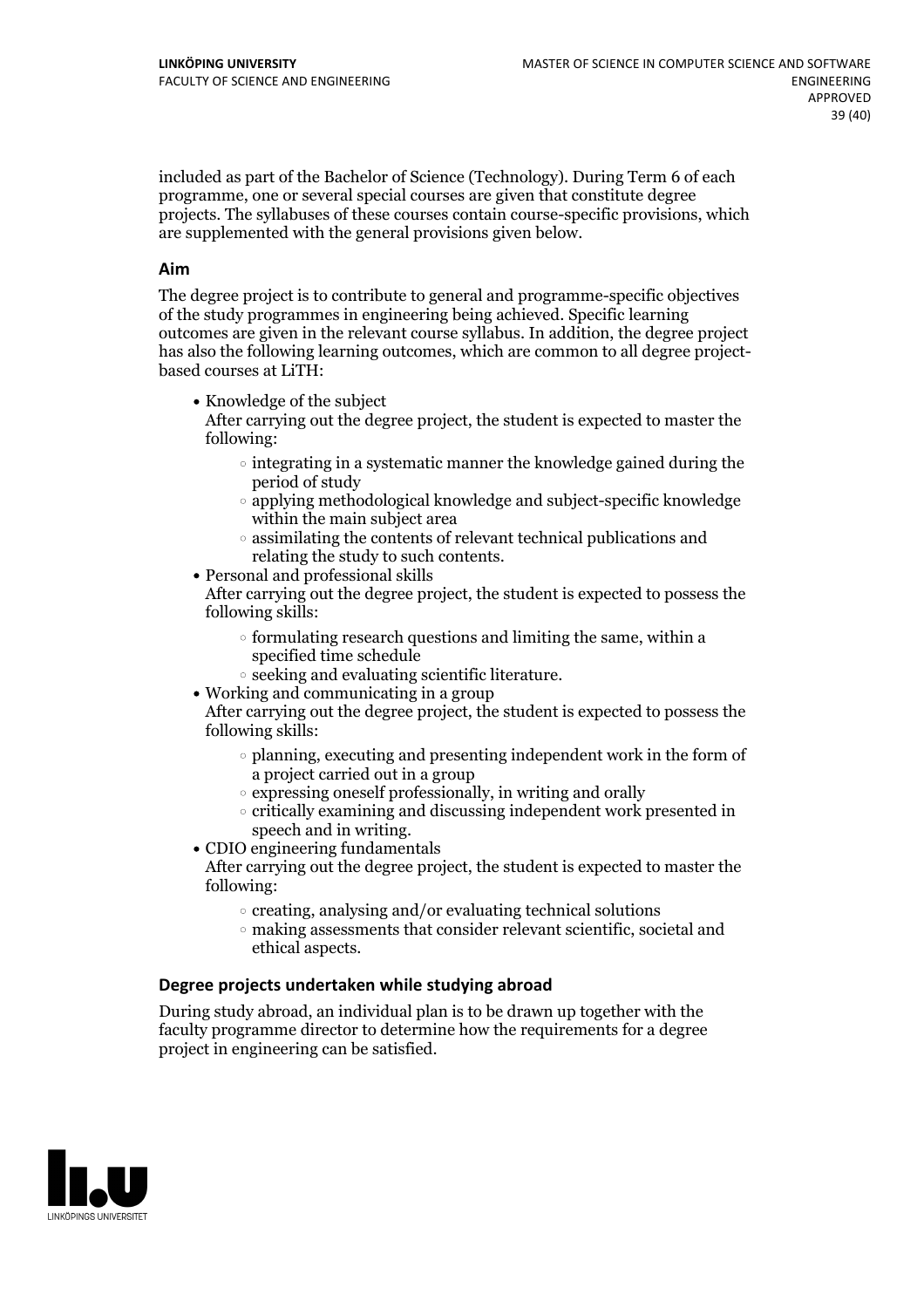included as part of the Bachelor of Science (Technology). During Term 6 of each programme, one or several special courses are given that constitute degree projects. The syllabuses of these courses contain course-specific provisions, which are supplemented with the general provisions given below.

### Aim

The degree project is to contribute to general and programme-specific objectives of the study programmes in engineering being achieved. Specific learning outcomes are given in the relevant course syllabus. In addition, the degree project has also the following learning outcomes, which are common to all degree project-based courses at LiTH:

- Knowledge of the subject
  After carrying out the degree project, the student is expected to master the following:
    - integrating in a systematic manner the knowledge gained during the period of study
    - applying methodological knowledge and subject-specific knowledge within the main subject area
    - assimilating the contents of relevant technical publications and relating the study to such contents.
- Personal and professional skills
  After carrying out the degree project, the student is expected to possess the following skills:
    - formulating research questions and limiting the same, within a specified time schedule
    - seeking and evaluating scientific literature.
- Working and communicating in a group
  After carrying out the degree project, the student is expected to possess the following skills:
    - planning, executing and presenting independent work in the form of a project carried out in a group
    - expressing oneself professionally, in writing and orally
    - critically examining and discussing independent work presented in speech and in writing.
- CDIO engineering fundamentals
  After carrying out the degree project, the student is expected to master the following:
    - creating, analysing and/or evaluating technical solutions
    - making assessments that consider relevant scientific, societal and ethical aspects.

### Degree projects undertaken while studying abroad

During study abroad, an individual plan is to be drawn up together with the faculty programme director to determine how the requirements for a degree project in engineering can be satisfied.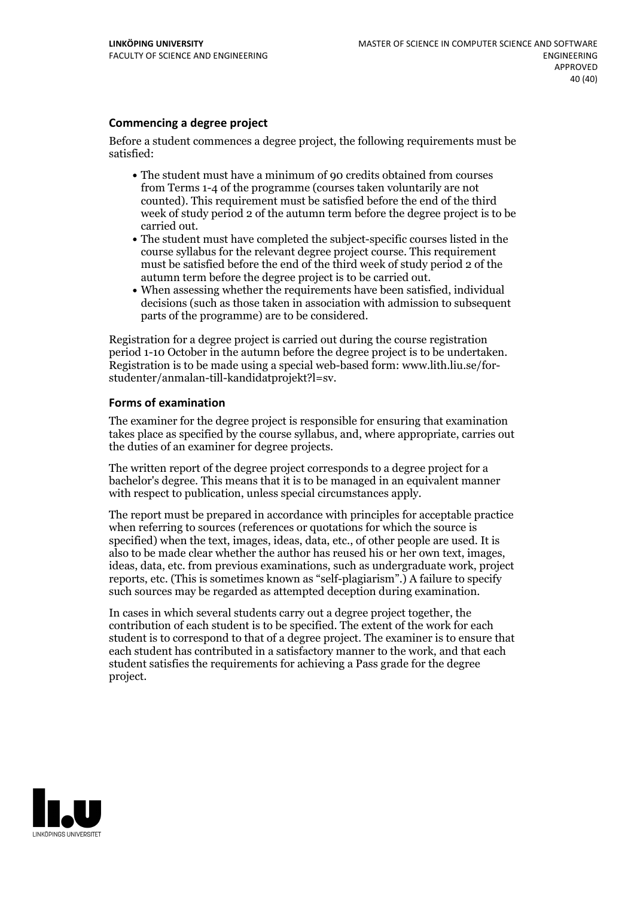### Commencing a degree project

Before a student commences a degree project, the following requirements must be satisfied:

- The student must have a minimum of 90 credits obtained from courses from Terms 1-4 of the programme (courses taken voluntarily are not counted). This requirement must be satisfied before the end of the third week of study period 2 of the autumn term before the degree project is to be carried out.
- The student must have completed the subject-specific courses listed in the course syllabus for the relevant degree project course. This requirement must be satisfied before the end of the third week of study period 2 of the autumn term before the degree project is to be carried out.
- When assessing whether the requirements have been satisfied, individual decisions (such as those taken in association with admission to subsequent parts of the programme) are to be considered.

Registration for a degree project is carried out during the course registration period 1-10 October in the autumn before the degree project is to be undertaken. Registration is to be made using a special web-based form: www.lith.liu.se/for-studenter/anmalan-till-kandidatprojekt?l=sv.

### Forms of examination

The examiner for the degree project is responsible for ensuring that examination takes place as specified by the course syllabus, and, where appropriate, carries out the duties of an examiner for degree projects.

The written report of the degree project corresponds to a degree project for a bachelor's degree. This means that it is to be managed in an equivalent manner with respect to publication, unless special circumstances apply.

The report must be prepared in accordance with principles for acceptable practice when referring to sources (references or quotations for which the source is specified) when the text, images, ideas, data, etc., of other people are used. It is also to be made clear whether the author has reused his or her own text, images, ideas, data, etc. from previous examinations, such as undergraduate work, project reports, etc. (This is sometimes known as "self-plagiarism".) A failure to specify such sources may be regarded as attempted deception during examination.

In cases in which several students carry out a degree project together, the contribution of each student is to be specified. The extent of the work for each student is to correspond to that of a degree project. The examiner is to ensure that each student has contributed in a satisfactory manner to the work, and that each student satisfies the requirements for achieving a Pass grade for the degree project.